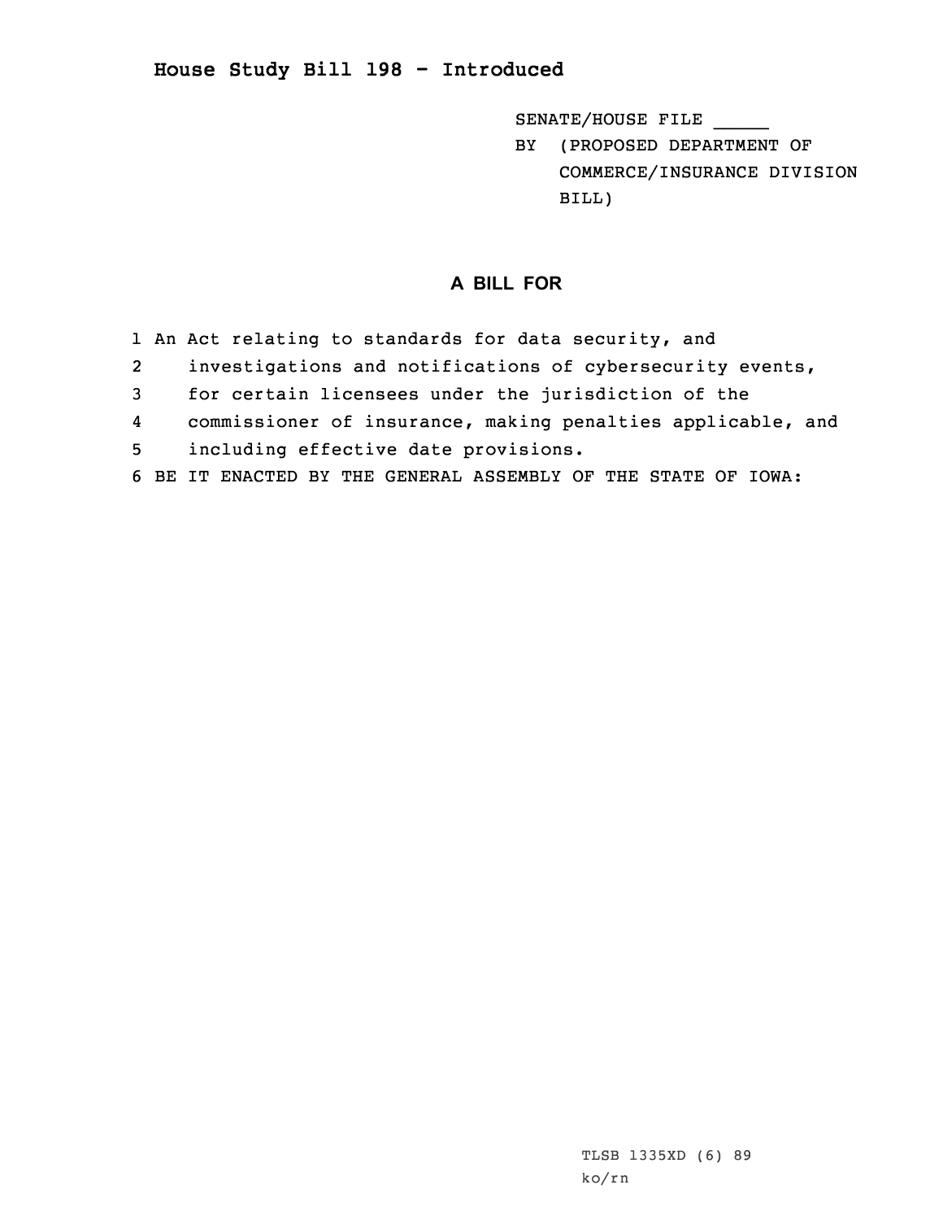# House Study Bill 198 - Introduced

SENATE/HOUSE FILE _____

BY (PROPOSED DEPARTMENT OF COMMERCE/INSURANCE DIVISION BILL)

## A BILL FOR

1 An Act relating to standards for data security, and
2 investigations and notifications of cybersecurity events,
3 for certain licensees under the jurisdiction of the
4 commissioner of insurance, making penalties applicable, and
5 including effective date provisions.
6 BE IT ENACTED BY THE GENERAL ASSEMBLY OF THE STATE OF IOWA:

TLSB 1335XD (6) 89
ko/rn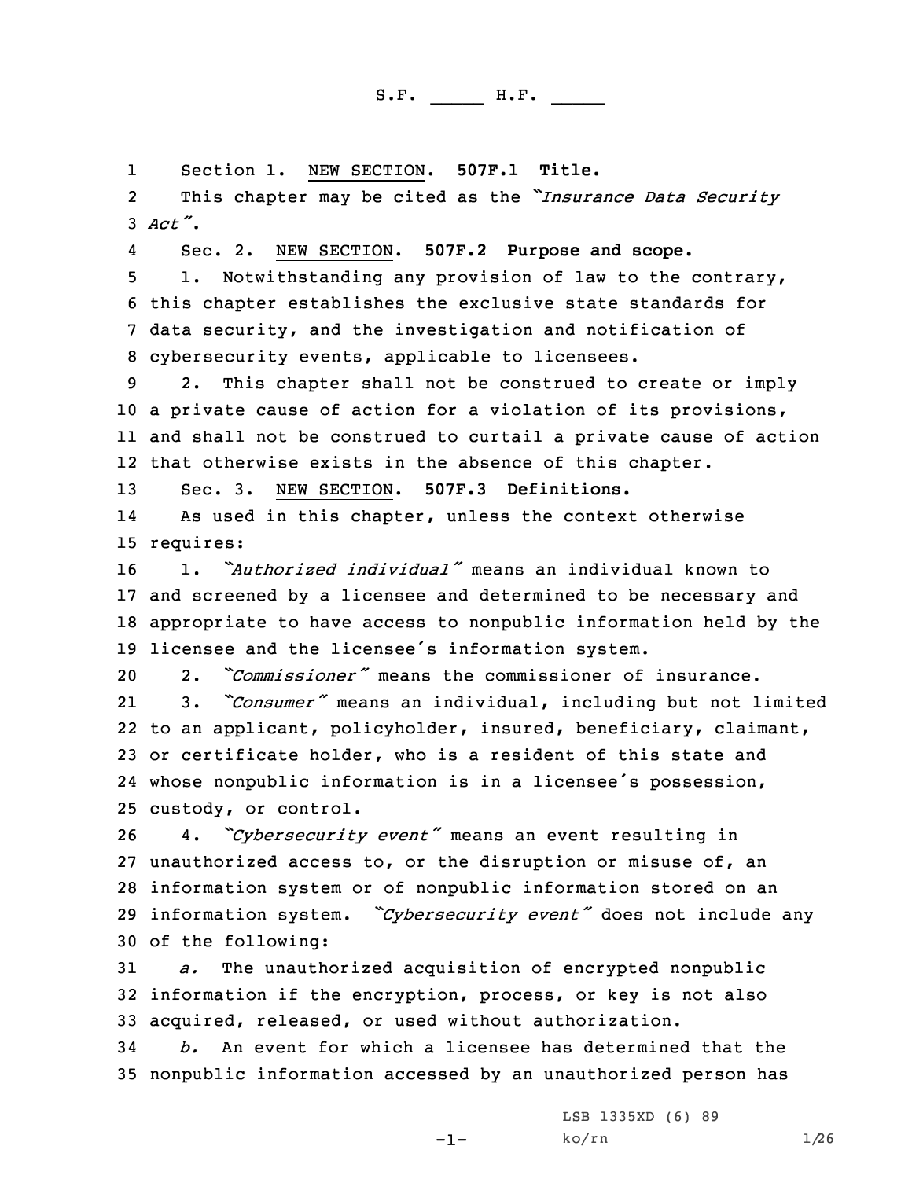S.F. _____ H.F. _____

Section 1. NEW SECTION. **507F.1 Title.**

This chapter may be cited as the *"Insurance Data Security Act"*.

Sec. 2. NEW SECTION. **507F.2 Purpose and scope.**

1. Notwithstanding any provision of law to the contrary, this chapter establishes the exclusive state standards for data security, and the investigation and notification of cybersecurity events, applicable to licensees.

2. This chapter shall not be construed to create or imply a private cause of action for a violation of its provisions, and shall not be construed to curtail a private cause of action that otherwise exists in the absence of this chapter.

Sec. 3. NEW SECTION. **507F.3 Definitions.**

As used in this chapter, unless the context otherwise requires:

1. *"Authorized individual"* means an individual known to and screened by a licensee and determined to be necessary and appropriate to have access to nonpublic information held by the licensee and the licensee's information system.

2. *"Commissioner"* means the commissioner of insurance.

3. *"Consumer"* means an individual, including but not limited to an applicant, policyholder, insured, beneficiary, claimant, or certificate holder, who is a resident of this state and whose nonpublic information is in a licensee's possession, custody, or control.

4. *"Cybersecurity event"* means an event resulting in unauthorized access to, or the disruption or misuse of, an information system or of nonpublic information stored on an information system. *"Cybersecurity event"* does not include any of the following:

*a.* The unauthorized acquisition of encrypted nonpublic information if the encryption, process, or key is not also acquired, released, or used without authorization.

*b.* An event for which a licensee has determined that the nonpublic information accessed by an unauthorized person has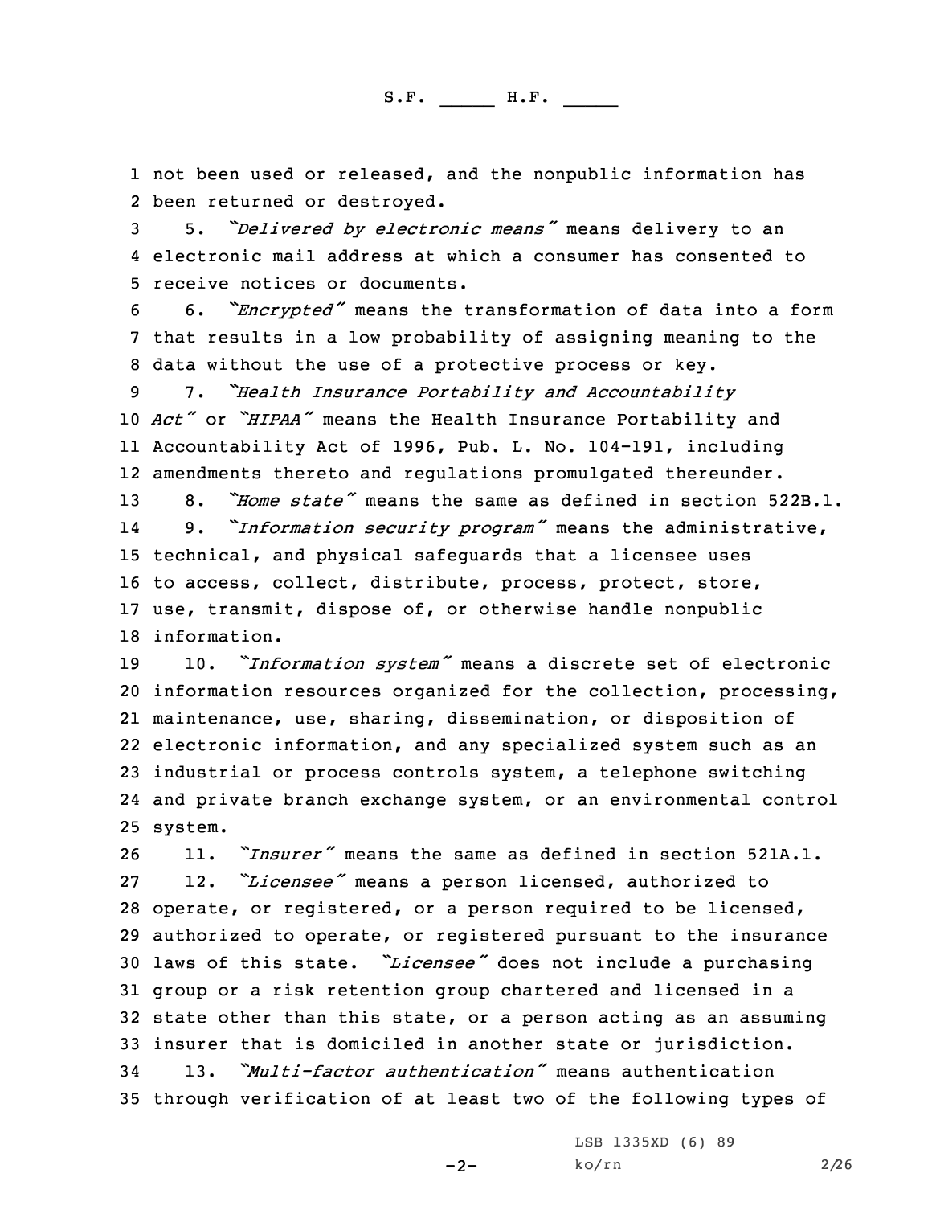not been used or released, and the nonpublic information has been returned or destroyed.

5. *"Delivered by electronic means"* means delivery to an electronic mail address at which a consumer has consented to receive notices or documents.

6. *"Encrypted"* means the transformation of data into a form that results in a low probability of assigning meaning to the data without the use of a protective process or key.

7. *"Health Insurance Portability and Accountability Act"* or *"HIPAA"* means the Health Insurance Portability and Accountability Act of 1996, Pub. L. No. 104-191, including amendments thereto and regulations promulgated thereunder.

8. *"Home state"* means the same as defined in section 522B.1.

9. *"Information security program"* means the administrative, technical, and physical safeguards that a licensee uses to access, collect, distribute, process, protect, store, use, transmit, dispose of, or otherwise handle nonpublic information.

10. *"Information system"* means a discrete set of electronic information resources organized for the collection, processing, maintenance, use, sharing, dissemination, or disposition of electronic information, and any specialized system such as an industrial or process controls system, a telephone switching and private branch exchange system, or an environmental control system.

11. *"Insurer"* means the same as defined in section 521A.1.

12. *"Licensee"* means a person licensed, authorized to operate, or registered, or a person required to be licensed, authorized to operate, or registered pursuant to the insurance laws of this state. *"Licensee"* does not include a purchasing group or a risk retention group chartered and licensed in a state other than this state, or a person acting as an assuming insurer that is domiciled in another state or jurisdiction.

13. *"Multi-factor authentication"* means authentication through verification of at least two of the following types of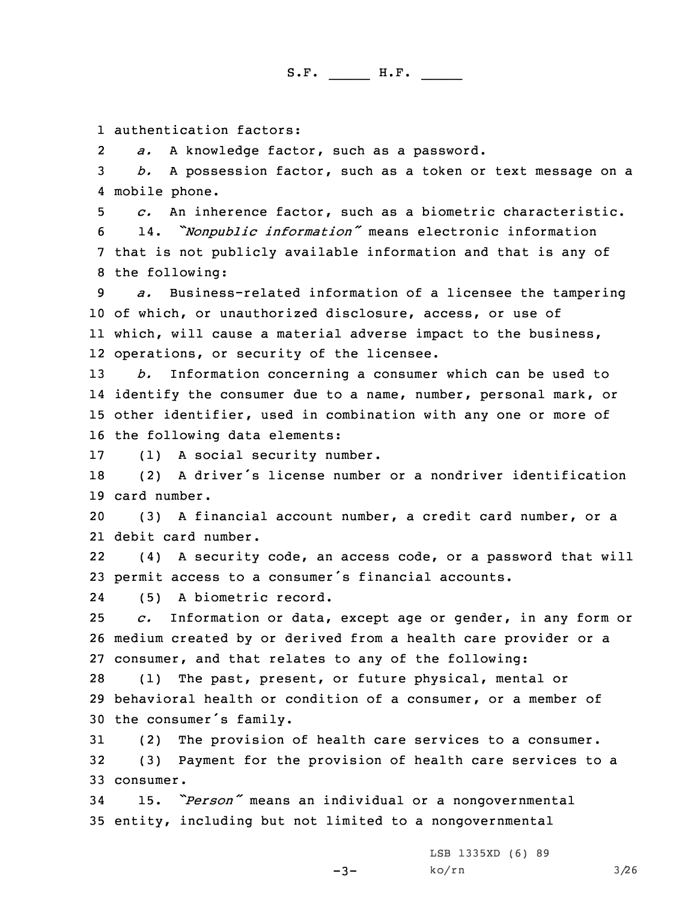authentication factors:

*a.* A knowledge factor, such as a password.

*b.* A possession factor, such as a token or text message on a mobile phone.

*c.* An inherence factor, such as a biometric characteristic.

14. *"Nonpublic information"* means electronic information that is not publicly available information and that is any of the following:

*a.* Business-related information of a licensee the tampering of which, or unauthorized disclosure, access, or use of which, will cause a material adverse impact to the business, operations, or security of the licensee.

*b.* Information concerning a consumer which can be used to identify the consumer due to a name, number, personal mark, or other identifier, used in combination with any one or more of the following data elements:

(1) A social security number.

(2) A driver's license number or a nondriver identification card number.

(3) A financial account number, a credit card number, or a debit card number.

(4) A security code, an access code, or a password that will permit access to a consumer's financial accounts.

(5) A biometric record.

*c.* Information or data, except age or gender, in any form or medium created by or derived from a health care provider or a consumer, and that relates to any of the following:

(1) The past, present, or future physical, mental or behavioral health or condition of a consumer, or a member of the consumer's family.

(2) The provision of health care services to a consumer.

(3) Payment for the provision of health care services to a consumer.

15. *"Person"* means an individual or a nongovernmental entity, including but not limited to a nongovernmental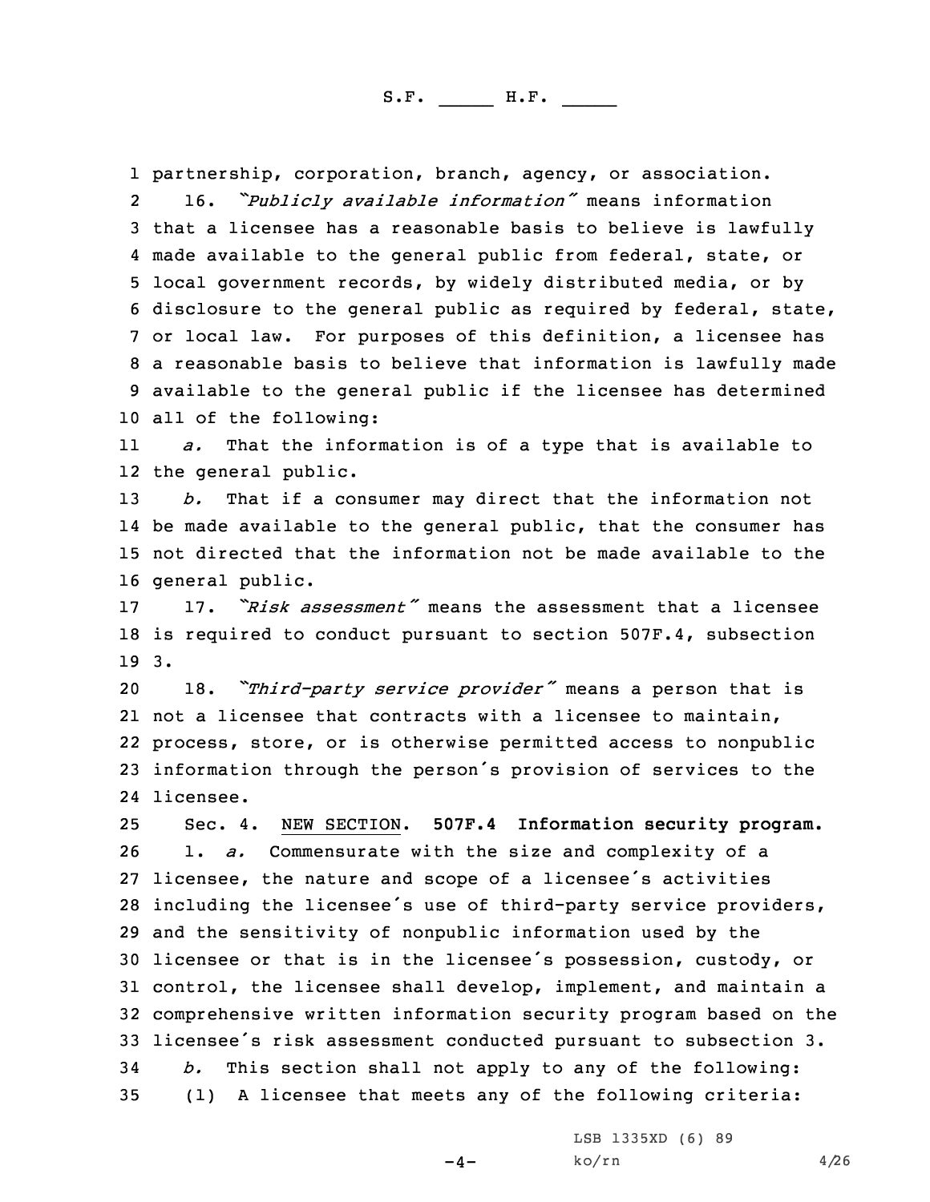partnership, corporation, branch, agency, or association.

16. *"Publicly available information"* means information that a licensee has a reasonable basis to believe is lawfully made available to the general public from federal, state, or local government records, by widely distributed media, or by disclosure to the general public as required by federal, state, or local law. For purposes of this definition, a licensee has a reasonable basis to believe that information is lawfully made available to the general public if the licensee has determined all of the following:

*a.* That the information is of a type that is available to the general public.

*b.* That if a consumer may direct that the information not be made available to the general public, that the consumer has not directed that the information not be made available to the general public.

17. *"Risk assessment"* means the assessment that a licensee is required to conduct pursuant to section 507F.4, subsection 3.

18. *"Third-party service provider"* means a person that is not a licensee that contracts with a licensee to maintain, process, store, or is otherwise permitted access to nonpublic information through the person's provision of services to the licensee.

Sec. 4. NEW SECTION. **507F.4 Information security program.**

1. *a.* Commensurate with the size and complexity of a licensee, the nature and scope of a licensee's activities including the licensee's use of third-party service providers, and the sensitivity of nonpublic information used by the licensee or that is in the licensee's possession, custody, or control, the licensee shall develop, implement, and maintain a comprehensive written information security program based on the licensee's risk assessment conducted pursuant to subsection 3.

*b.* This section shall not apply to any of the following:

(1) A licensee that meets any of the following criteria: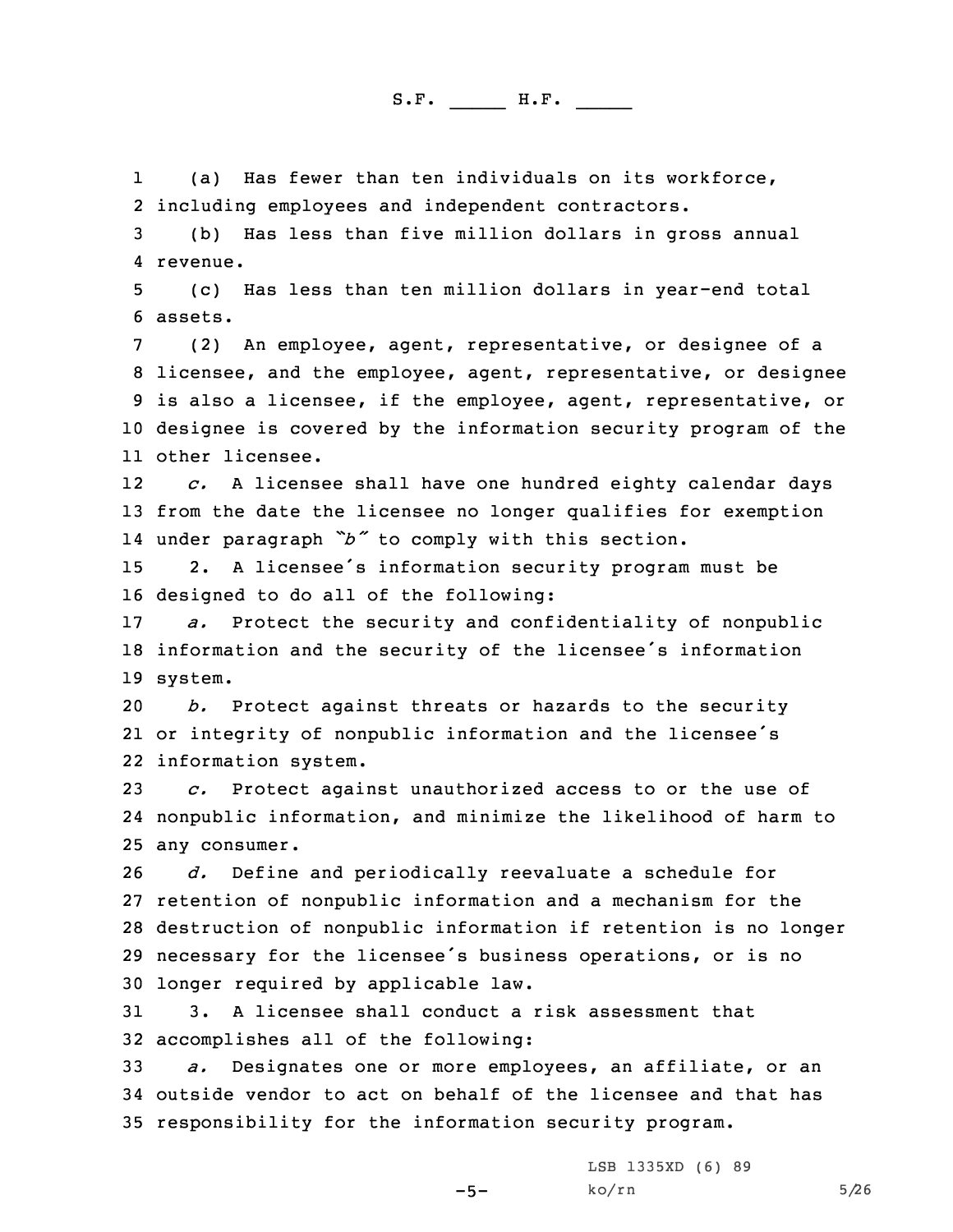(a) Has fewer than ten individuals on its workforce, including employees and independent contractors.

(b) Has less than five million dollars in gross annual revenue.

(c) Has less than ten million dollars in year-end total assets.

(2) An employee, agent, representative, or designee of a licensee, and the employee, agent, representative, or designee is also a licensee, if the employee, agent, representative, or designee is covered by the information security program of the other licensee.

*c.* A licensee shall have one hundred eighty calendar days from the date the licensee no longer qualifies for exemption under paragraph *"b"* to comply with this section.

2. A licensee's information security program must be designed to do all of the following:

*a.* Protect the security and confidentiality of nonpublic information and the security of the licensee's information system.

*b.* Protect against threats or hazards to the security or integrity of nonpublic information and the licensee's information system.

*c.* Protect against unauthorized access to or the use of nonpublic information, and minimize the likelihood of harm to any consumer.

*d.* Define and periodically reevaluate a schedule for retention of nonpublic information and a mechanism for the destruction of nonpublic information if retention is no longer necessary for the licensee's business operations, or is no longer required by applicable law.

3. A licensee shall conduct a risk assessment that accomplishes all of the following:

*a.* Designates one or more employees, an affiliate, or an outside vendor to act on behalf of the licensee and that has responsibility for the information security program.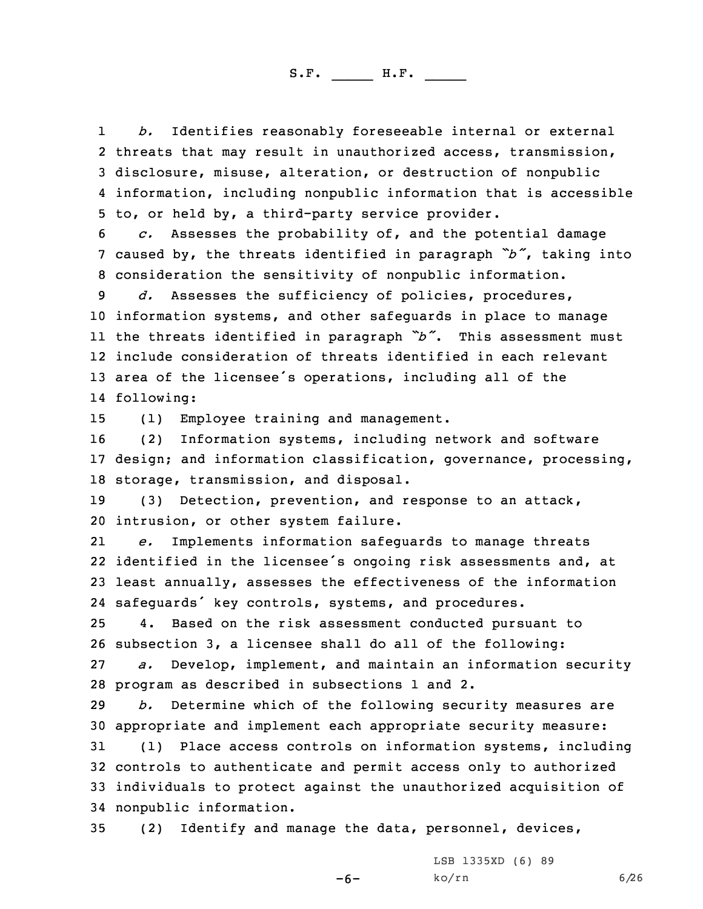*b.* Identifies reasonably foreseeable internal or external threats that may result in unauthorized access, transmission, disclosure, misuse, alteration, or destruction of nonpublic information, including nonpublic information that is accessible to, or held by, a third-party service provider.

*c.* Assesses the probability of, and the potential damage caused by, the threats identified in paragraph *"b"*, taking into consideration the sensitivity of nonpublic information.

*d.* Assesses the sufficiency of policies, procedures, information systems, and other safeguards in place to manage the threats identified in paragraph *"b"*. This assessment must include consideration of threats identified in each relevant area of the licensee's operations, including all of the following:

(1) Employee training and management.

(2) Information systems, including network and software design; and information classification, governance, processing, storage, transmission, and disposal.

(3) Detection, prevention, and response to an attack, intrusion, or other system failure.

*e.* Implements information safeguards to manage threats identified in the licensee's ongoing risk assessments and, at least annually, assesses the effectiveness of the information safeguards' key controls, systems, and procedures.

4. Based on the risk assessment conducted pursuant to subsection 3, a licensee shall do all of the following:

*a.* Develop, implement, and maintain an information security program as described in subsections 1 and 2.

*b.* Determine which of the following security measures are appropriate and implement each appropriate security measure:

(1) Place access controls on information systems, including controls to authenticate and permit access only to authorized individuals to protect against the unauthorized acquisition of nonpublic information.

(2) Identify and manage the data, personnel, devices,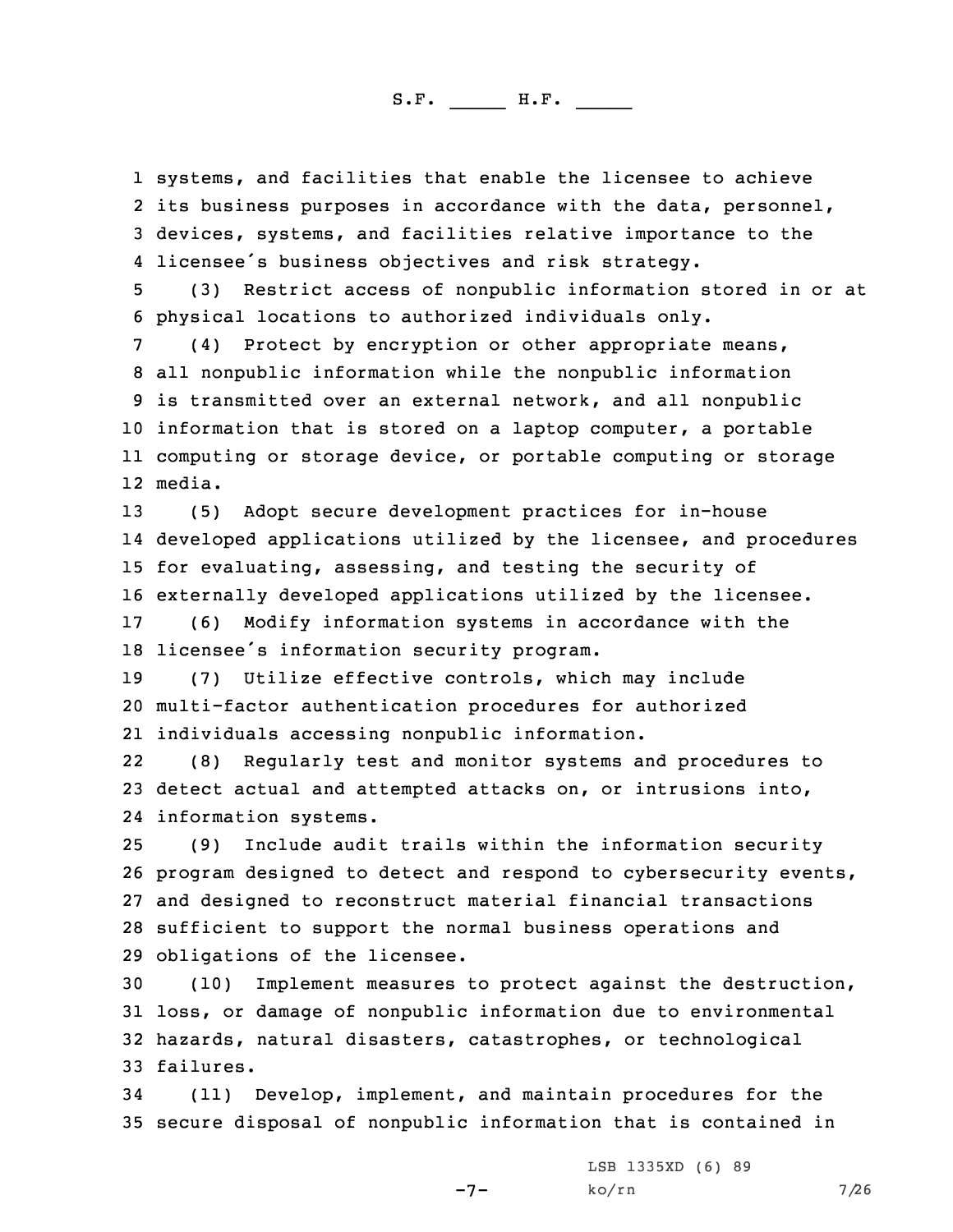systems, and facilities that enable the licensee to achieve its business purposes in accordance with the data, personnel, devices, systems, and facilities relative importance to the licensee's business objectives and risk strategy.

(3) Restrict access of nonpublic information stored in or at physical locations to authorized individuals only.

(4) Protect by encryption or other appropriate means, all nonpublic information while the nonpublic information is transmitted over an external network, and all nonpublic information that is stored on a laptop computer, a portable computing or storage device, or portable computing or storage media.

(5) Adopt secure development practices for in-house developed applications utilized by the licensee, and procedures for evaluating, assessing, and testing the security of externally developed applications utilized by the licensee.

(6) Modify information systems in accordance with the licensee's information security program.

(7) Utilize effective controls, which may include multi-factor authentication procedures for authorized individuals accessing nonpublic information.

(8) Regularly test and monitor systems and procedures to detect actual and attempted attacks on, or intrusions into, information systems.

(9) Include audit trails within the information security program designed to detect and respond to cybersecurity events, and designed to reconstruct material financial transactions sufficient to support the normal business operations and obligations of the licensee.

(10) Implement measures to protect against the destruction, loss, or damage of nonpublic information due to environmental hazards, natural disasters, catastrophes, or technological failures.

(11) Develop, implement, and maintain procedures for the secure disposal of nonpublic information that is contained in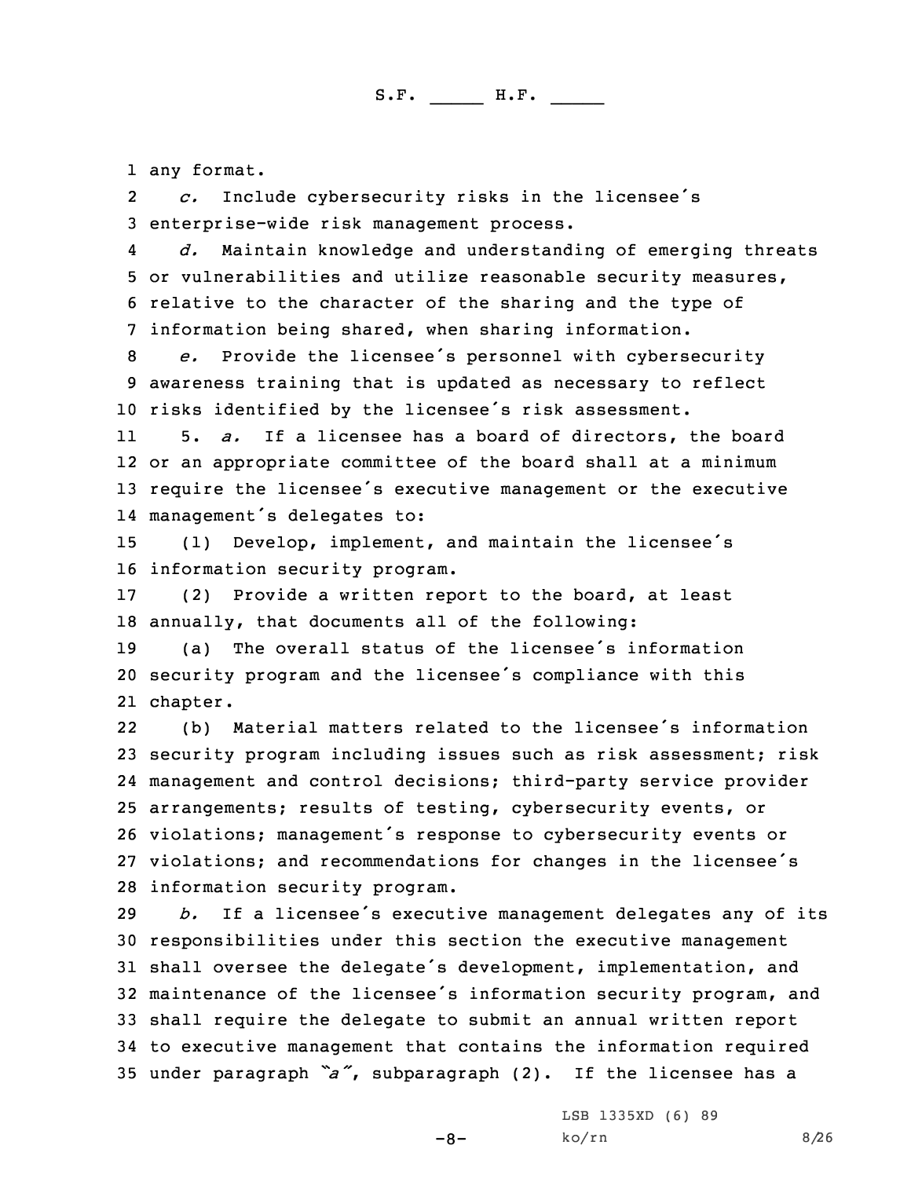any format.

*c.* Include cybersecurity risks in the licensee's enterprise-wide risk management process.

*d.* Maintain knowledge and understanding of emerging threats or vulnerabilities and utilize reasonable security measures, relative to the character of the sharing and the type of information being shared, when sharing information.

*e.* Provide the licensee's personnel with cybersecurity awareness training that is updated as necessary to reflect risks identified by the licensee's risk assessment.

5. *a.* If a licensee has a board of directors, the board or an appropriate committee of the board shall at a minimum require the licensee's executive management or the executive management's delegates to:

(1) Develop, implement, and maintain the licensee's information security program.

(2) Provide a written report to the board, at least annually, that documents all of the following:

(a) The overall status of the licensee's information security program and the licensee's compliance with this chapter.

(b) Material matters related to the licensee's information security program including issues such as risk assessment; risk management and control decisions; third-party service provider arrangements; results of testing, cybersecurity events, or violations; management's response to cybersecurity events or violations; and recommendations for changes in the licensee's information security program.

*b.* If a licensee's executive management delegates any of its responsibilities under this section the executive management shall oversee the delegate's development, implementation, and maintenance of the licensee's information security program, and shall require the delegate to submit an annual written report to executive management that contains the information required under paragraph *"a"*, subparagraph (2). If the licensee has a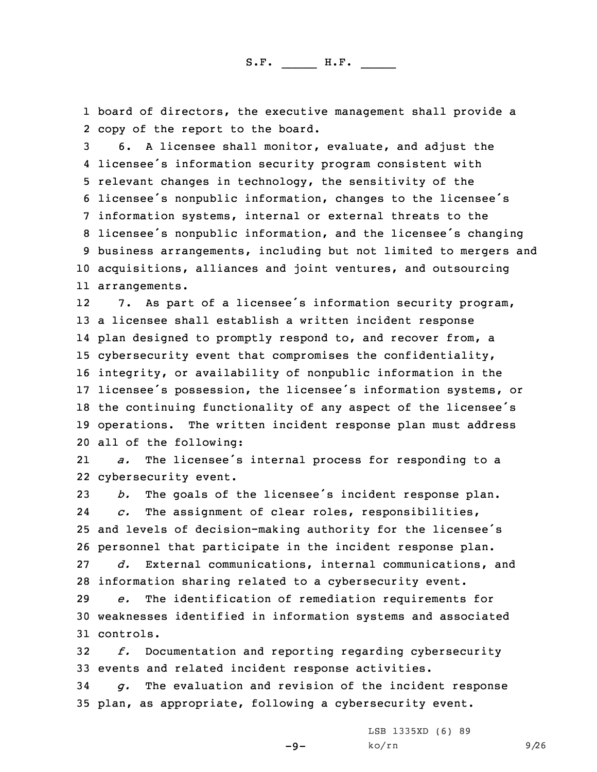board of directors, the executive management shall provide a copy of the report to the board.

6. A licensee shall monitor, evaluate, and adjust the licensee's information security program consistent with relevant changes in technology, the sensitivity of the licensee's nonpublic information, changes to the licensee's information systems, internal or external threats to the licensee's nonpublic information, and the licensee's changing business arrangements, including but not limited to mergers and acquisitions, alliances and joint ventures, and outsourcing arrangements.

7. As part of a licensee's information security program, a licensee shall establish a written incident response plan designed to promptly respond to, and recover from, a cybersecurity event that compromises the confidentiality, integrity, or availability of nonpublic information in the licensee's possession, the licensee's information systems, or the continuing functionality of any aspect of the licensee's operations. The written incident response plan must address all of the following:

*a.* The licensee's internal process for responding to a cybersecurity event.

*b.* The goals of the licensee's incident response plan.

*c.* The assignment of clear roles, responsibilities, and levels of decision-making authority for the licensee's personnel that participate in the incident response plan.

*d.* External communications, internal communications, and information sharing related to a cybersecurity event.

*e.* The identification of remediation requirements for weaknesses identified in information systems and associated controls.

*f.* Documentation and reporting regarding cybersecurity events and related incident response activities.

*g.* The evaluation and revision of the incident response plan, as appropriate, following a cybersecurity event.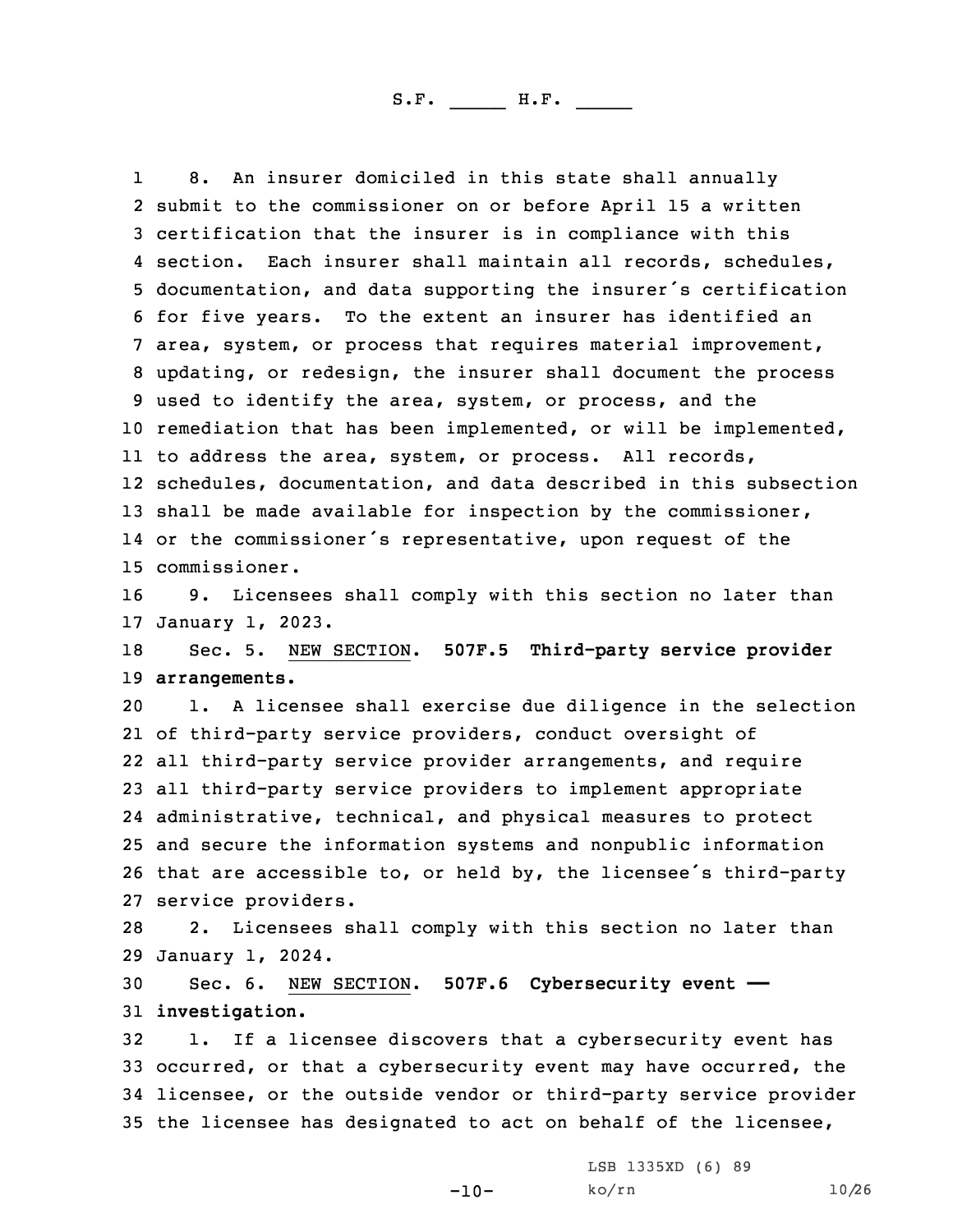8. An insurer domiciled in this state shall annually submit to the commissioner on or before April 15 a written certification that the insurer is in compliance with this section. Each insurer shall maintain all records, schedules, documentation, and data supporting the insurer's certification for five years. To the extent an insurer has identified an area, system, or process that requires material improvement, updating, or redesign, the insurer shall document the process used to identify the area, system, or process, and the remediation that has been implemented, or will be implemented, to address the area, system, or process. All records, schedules, documentation, and data described in this subsection shall be made available for inspection by the commissioner, or the commissioner's representative, upon request of the commissioner.

9. Licensees shall comply with this section no later than January 1, 2023.

Sec. 5. NEW SECTION. **507F.5 Third-party service provider arrangements.**

1. A licensee shall exercise due diligence in the selection of third-party service providers, conduct oversight of all third-party service provider arrangements, and require all third-party service providers to implement appropriate administrative, technical, and physical measures to protect and secure the information systems and nonpublic information that are accessible to, or held by, the licensee's third-party service providers.

2. Licensees shall comply with this section no later than January 1, 2024.

Sec. 6. NEW SECTION. **507F.6 Cybersecurity event — investigation.**

1. If a licensee discovers that a cybersecurity event has occurred, or that a cybersecurity event may have occurred, the licensee, or the outside vendor or third-party service provider the licensee has designated to act on behalf of the licensee,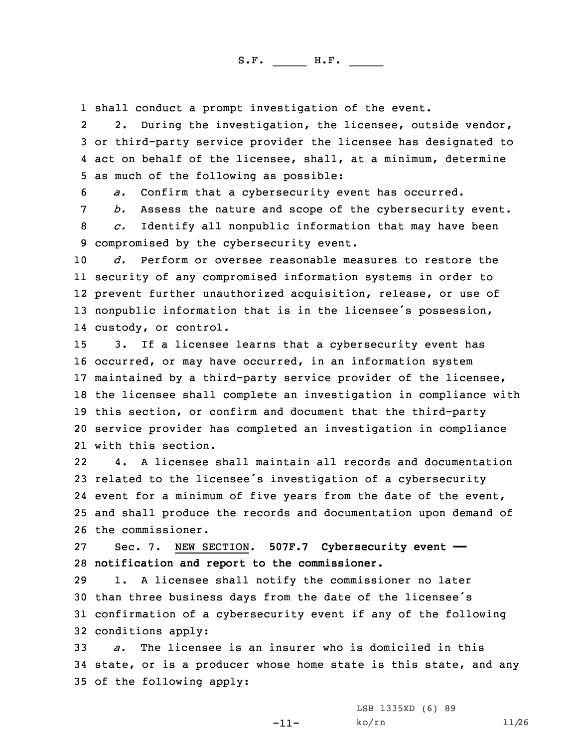shall conduct a prompt investigation of the event.

2. During the investigation, the licensee, outside vendor, or third-party service provider the licensee has designated to act on behalf of the licensee, shall, at a minimum, determine as much of the following as possible:

*a.* Confirm that a cybersecurity event has occurred.

*b.* Assess the nature and scope of the cybersecurity event.

*c.* Identify all nonpublic information that may have been compromised by the cybersecurity event.

*d.* Perform or oversee reasonable measures to restore the security of any compromised information systems in order to prevent further unauthorized acquisition, release, or use of nonpublic information that is in the licensee's possession, custody, or control.

3. If a licensee learns that a cybersecurity event has occurred, or may have occurred, in an information system maintained by a third-party service provider of the licensee, the licensee shall complete an investigation in compliance with this section, or confirm and document that the third-party service provider has completed an investigation in compliance with this section.

4. A licensee shall maintain all records and documentation related to the licensee's investigation of a cybersecurity event for a minimum of five years from the date of the event, and shall produce the records and documentation upon demand of the commissioner.

Sec. 7. NEW SECTION. **507F.7 Cybersecurity event — notification and report to the commissioner.**

1. A licensee shall notify the commissioner no later than three business days from the date of the licensee's confirmation of a cybersecurity event if any of the following conditions apply:

*a.* The licensee is an insurer who is domiciled in this state, or is a producer whose home state is this state, and any of the following apply: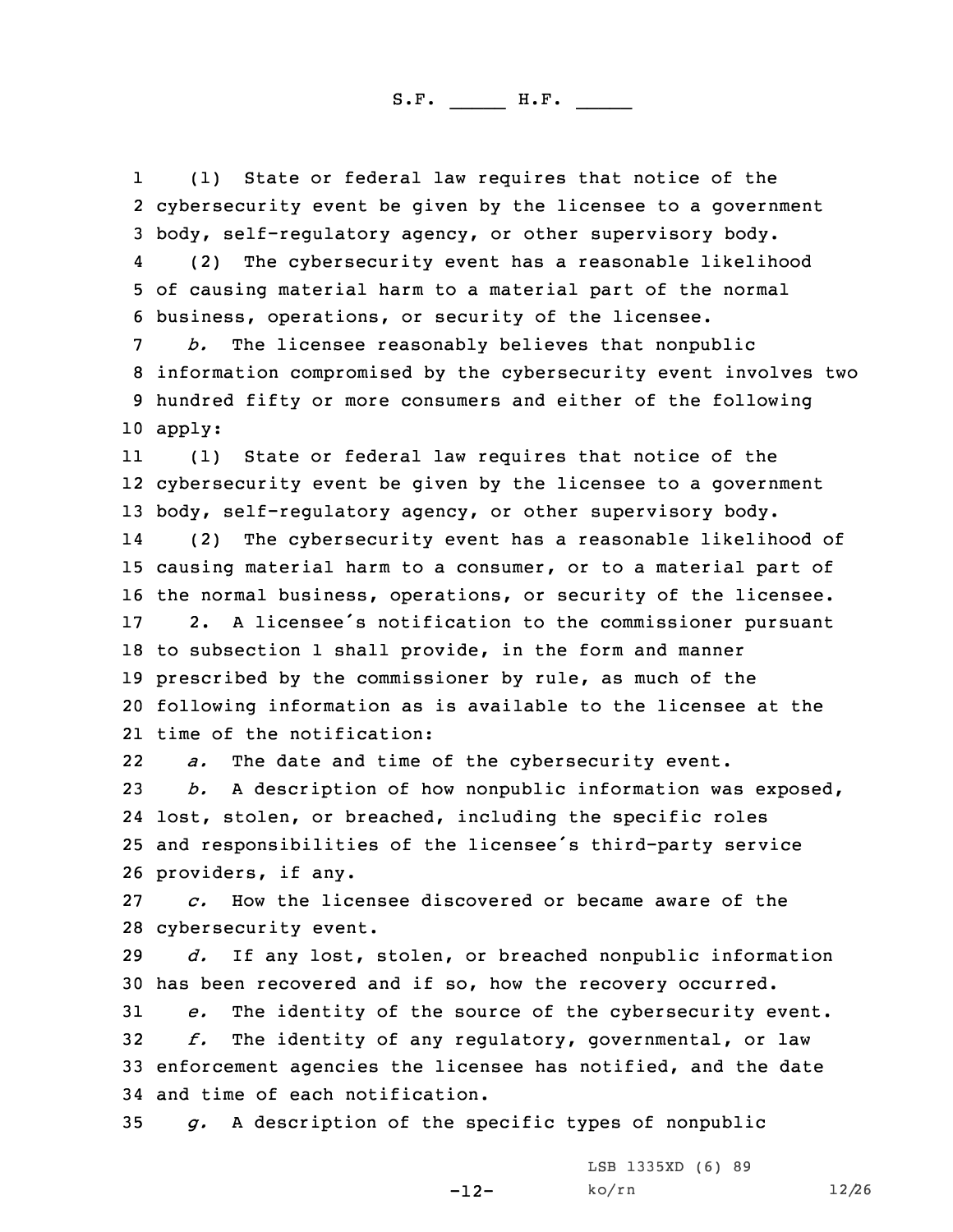(1) State or federal law requires that notice of the cybersecurity event be given by the licensee to a government body, self-regulatory agency, or other supervisory body.

(2) The cybersecurity event has a reasonable likelihood of causing material harm to a material part of the normal business, operations, or security of the licensee.

*b.* The licensee reasonably believes that nonpublic information compromised by the cybersecurity event involves two hundred fifty or more consumers and either of the following apply:

(1) State or federal law requires that notice of the cybersecurity event be given by the licensee to a government body, self-regulatory agency, or other supervisory body.

(2) The cybersecurity event has a reasonable likelihood of causing material harm to a consumer, or to a material part of the normal business, operations, or security of the licensee.

2. A licensee's notification to the commissioner pursuant to subsection 1 shall provide, in the form and manner prescribed by the commissioner by rule, as much of the following information as is available to the licensee at the time of the notification:

*a.* The date and time of the cybersecurity event.

*b.* A description of how nonpublic information was exposed, lost, stolen, or breached, including the specific roles and responsibilities of the licensee's third-party service providers, if any.

*c.* How the licensee discovered or became aware of the cybersecurity event.

*d.* If any lost, stolen, or breached nonpublic information has been recovered and if so, how the recovery occurred.

*e.* The identity of the source of the cybersecurity event.

*f.* The identity of any regulatory, governmental, or law enforcement agencies the licensee has notified, and the date and time of each notification.

*g.* A description of the specific types of nonpublic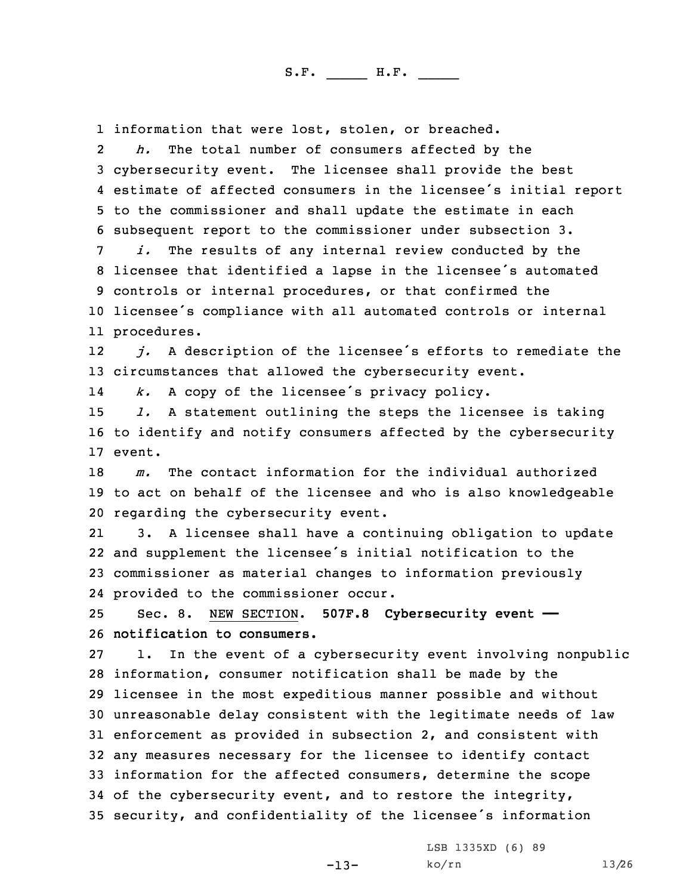information that were lost, stolen, or breached.

*h.* The total number of consumers affected by the cybersecurity event. The licensee shall provide the best estimate of affected consumers in the licensee's initial report to the commissioner and shall update the estimate in each subsequent report to the commissioner under subsection 3.

*i.* The results of any internal review conducted by the licensee that identified a lapse in the licensee's automated controls or internal procedures, or that confirmed the licensee's compliance with all automated controls or internal procedures.

*j.* A description of the licensee's efforts to remediate the circumstances that allowed the cybersecurity event.

*k.* A copy of the licensee's privacy policy.

*l.* A statement outlining the steps the licensee is taking to identify and notify consumers affected by the cybersecurity event.

*m.* The contact information for the individual authorized to act on behalf of the licensee and who is also knowledgeable regarding the cybersecurity event.

3. A licensee shall have a continuing obligation to update and supplement the licensee's initial notification to the commissioner as material changes to information previously provided to the commissioner occur.

Sec. 8. NEW SECTION. **507F.8 Cybersecurity event — notification to consumers.**

1. In the event of a cybersecurity event involving nonpublic information, consumer notification shall be made by the licensee in the most expeditious manner possible and without unreasonable delay consistent with the legitimate needs of law enforcement as provided in subsection 2, and consistent with any measures necessary for the licensee to identify contact information for the affected consumers, determine the scope of the cybersecurity event, and to restore the integrity, security, and confidentiality of the licensee's information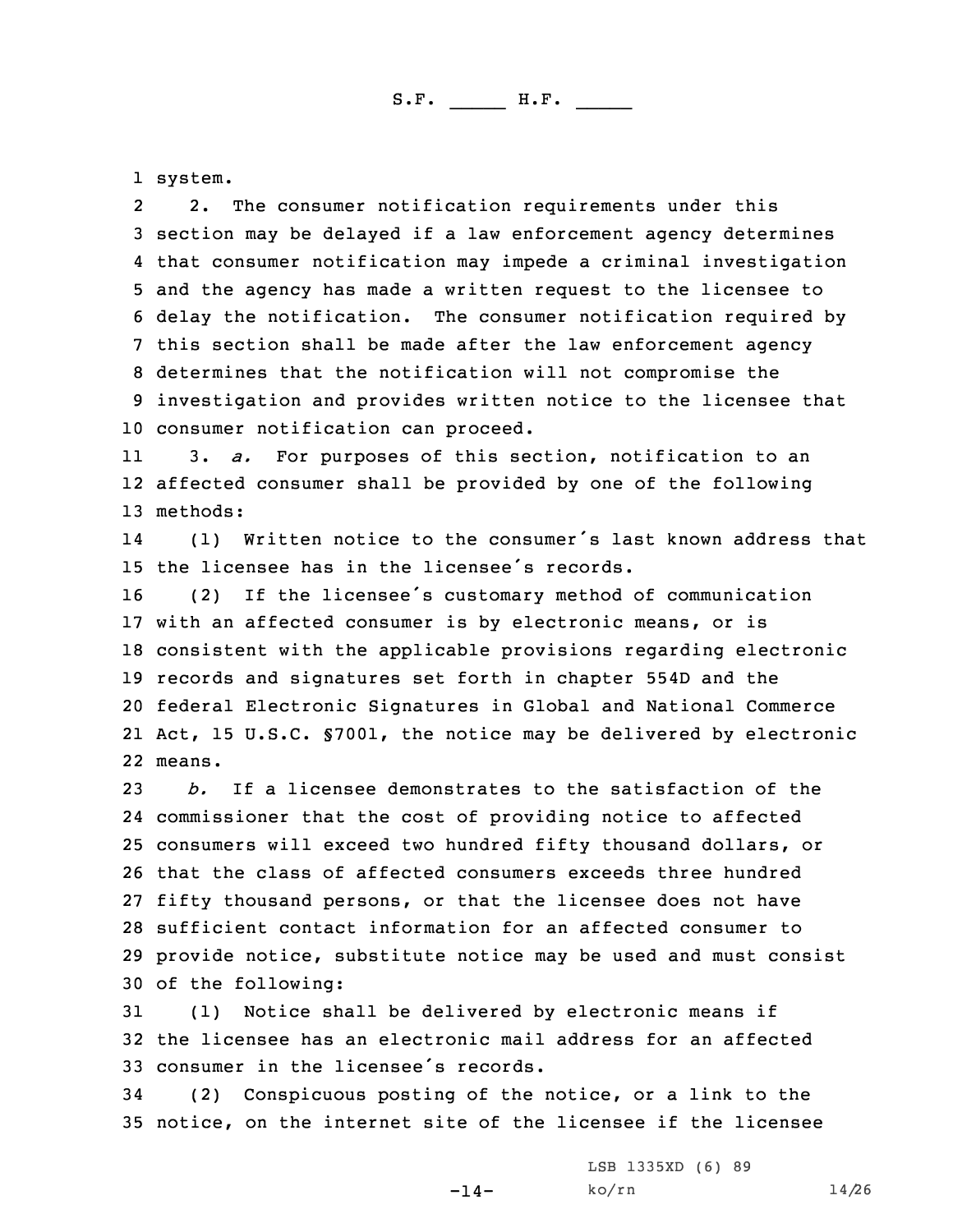system.

2. The consumer notification requirements under this section may be delayed if a law enforcement agency determines that consumer notification may impede a criminal investigation and the agency has made a written request to the licensee to delay the notification. The consumer notification required by this section shall be made after the law enforcement agency determines that the notification will not compromise the investigation and provides written notice to the licensee that consumer notification can proceed.

3. *a.* For purposes of this section, notification to an affected consumer shall be provided by one of the following methods:

(1) Written notice to the consumer's last known address that the licensee has in the licensee's records.

(2) If the licensee's customary method of communication with an affected consumer is by electronic means, or is consistent with the applicable provisions regarding electronic records and signatures set forth in chapter 554D and the federal Electronic Signatures in Global and National Commerce Act, 15 U.S.C. §7001, the notice may be delivered by electronic means.

*b.* If a licensee demonstrates to the satisfaction of the commissioner that the cost of providing notice to affected consumers will exceed two hundred fifty thousand dollars, or that the class of affected consumers exceeds three hundred fifty thousand persons, or that the licensee does not have sufficient contact information for an affected consumer to provide notice, substitute notice may be used and must consist of the following:

(1) Notice shall be delivered by electronic means if the licensee has an electronic mail address for an affected consumer in the licensee's records.

(2) Conspicuous posting of the notice, or a link to the notice, on the internet site of the licensee if the licensee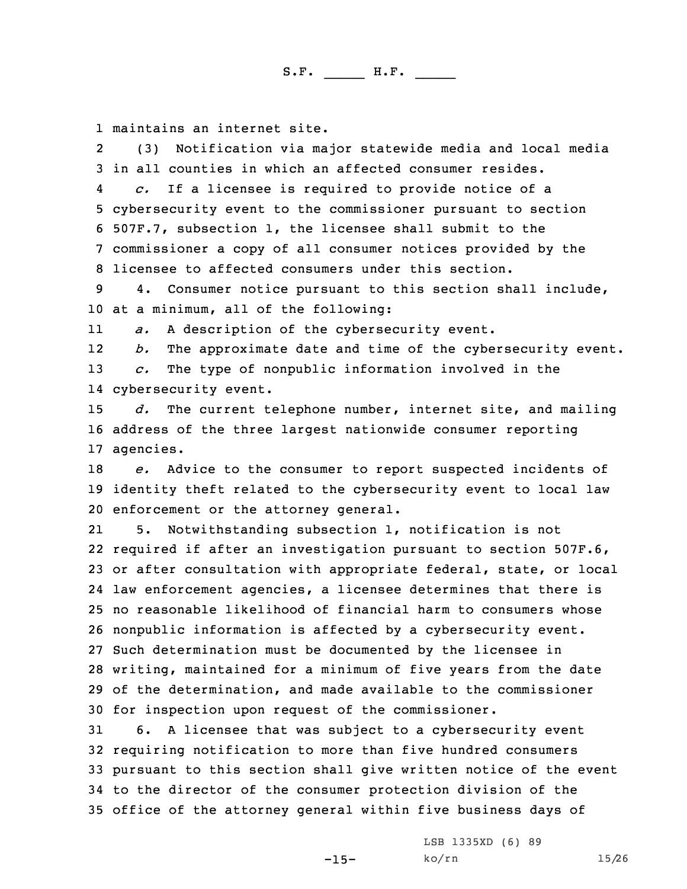maintains an internet site.

(3) Notification via major statewide media and local media in all counties in which an affected consumer resides.

*c.* If a licensee is required to provide notice of a cybersecurity event to the commissioner pursuant to section 507F.7, subsection 1, the licensee shall submit to the commissioner a copy of all consumer notices provided by the licensee to affected consumers under this section.

4. Consumer notice pursuant to this section shall include, at a minimum, all of the following:

*a.* A description of the cybersecurity event.

*b.* The approximate date and time of the cybersecurity event.

*c.* The type of nonpublic information involved in the cybersecurity event.

*d.* The current telephone number, internet site, and mailing address of the three largest nationwide consumer reporting agencies.

*e.* Advice to the consumer to report suspected incidents of identity theft related to the cybersecurity event to local law enforcement or the attorney general.

5. Notwithstanding subsection 1, notification is not required if after an investigation pursuant to section 507F.6, or after consultation with appropriate federal, state, or local law enforcement agencies, a licensee determines that there is no reasonable likelihood of financial harm to consumers whose nonpublic information is affected by a cybersecurity event. Such determination must be documented by the licensee in writing, maintained for a minimum of five years from the date of the determination, and made available to the commissioner for inspection upon request of the commissioner.

6. A licensee that was subject to a cybersecurity event requiring notification to more than five hundred consumers pursuant to this section shall give written notice of the event to the director of the consumer protection division of the office of the attorney general within five business days of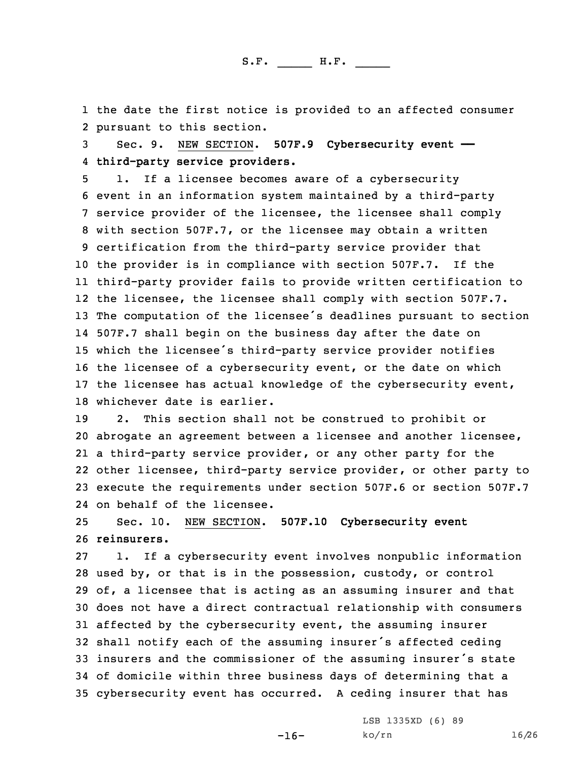the date the first notice is provided to an affected consumer pursuant to this section.

Sec. 9. NEW SECTION. **507F.9 Cybersecurity event — third-party service providers.**

1. If a licensee becomes aware of a cybersecurity event in an information system maintained by a third-party service provider of the licensee, the licensee shall comply with section 507F.7, or the licensee may obtain a written certification from the third-party service provider that the provider is in compliance with section 507F.7. If the third-party provider fails to provide written certification to the licensee, the licensee shall comply with section 507F.7. The computation of the licensee's deadlines pursuant to section 507F.7 shall begin on the business day after the date on which the licensee's third-party service provider notifies the licensee of a cybersecurity event, or the date on which the licensee has actual knowledge of the cybersecurity event, whichever date is earlier.

2. This section shall not be construed to prohibit or abrogate an agreement between a licensee and another licensee, a third-party service provider, or any other party for the other licensee, third-party service provider, or other party to execute the requirements under section 507F.6 or section 507F.7 on behalf of the licensee.

Sec. 10. NEW SECTION. **507F.10 Cybersecurity event reinsurers.**

1. If a cybersecurity event involves nonpublic information used by, or that is in the possession, custody, or control of, a licensee that is acting as an assuming insurer and that does not have a direct contractual relationship with consumers affected by the cybersecurity event, the assuming insurer shall notify each of the assuming insurer's affected ceding insurers and the commissioner of the assuming insurer's state of domicile within three business days of determining that a cybersecurity event has occurred. A ceding insurer that has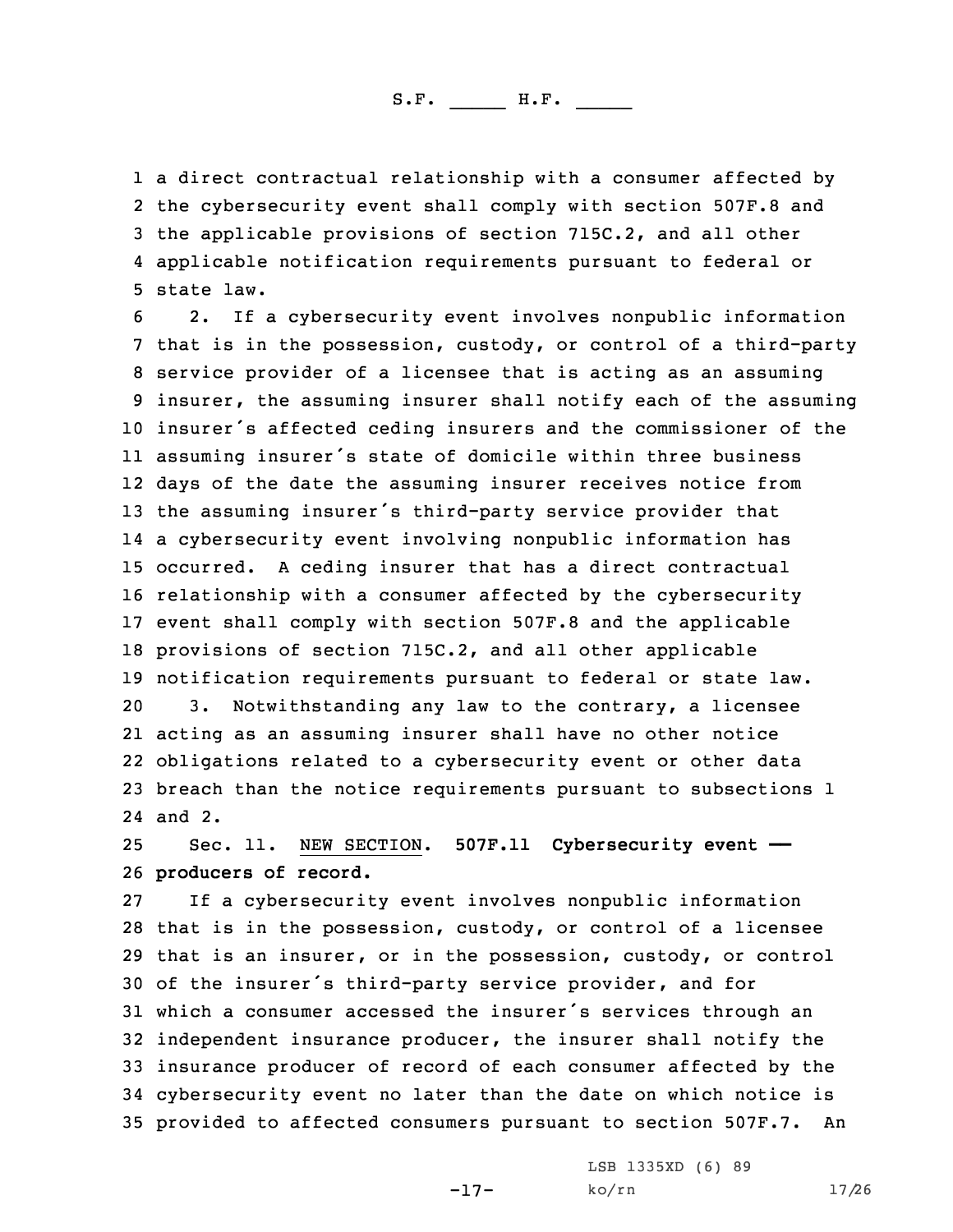a direct contractual relationship with a consumer affected by the cybersecurity event shall comply with section 507F.8 and the applicable provisions of section 715C.2, and all other applicable notification requirements pursuant to federal or state law.

2. If a cybersecurity event involves nonpublic information that is in the possession, custody, or control of a third-party service provider of a licensee that is acting as an assuming insurer, the assuming insurer shall notify each of the assuming insurer's affected ceding insurers and the commissioner of the assuming insurer's state of domicile within three business days of the date the assuming insurer receives notice from the assuming insurer's third-party service provider that a cybersecurity event involving nonpublic information has occurred. A ceding insurer that has a direct contractual relationship with a consumer affected by the cybersecurity event shall comply with section 507F.8 and the applicable provisions of section 715C.2, and all other applicable notification requirements pursuant to federal or state law.

3. Notwithstanding any law to the contrary, a licensee acting as an assuming insurer shall have no other notice obligations related to a cybersecurity event or other data breach than the notice requirements pursuant to subsections 1 and 2.

Sec. 11. NEW SECTION. **507F.11 Cybersecurity event — producers of record.**

If a cybersecurity event involves nonpublic information that is in the possession, custody, or control of a licensee that is an insurer, or in the possession, custody, or control of the insurer's third-party service provider, and for which a consumer accessed the insurer's services through an independent insurance producer, the insurer shall notify the insurance producer of record of each consumer affected by the cybersecurity event no later than the date on which notice is provided to affected consumers pursuant to section 507F.7. An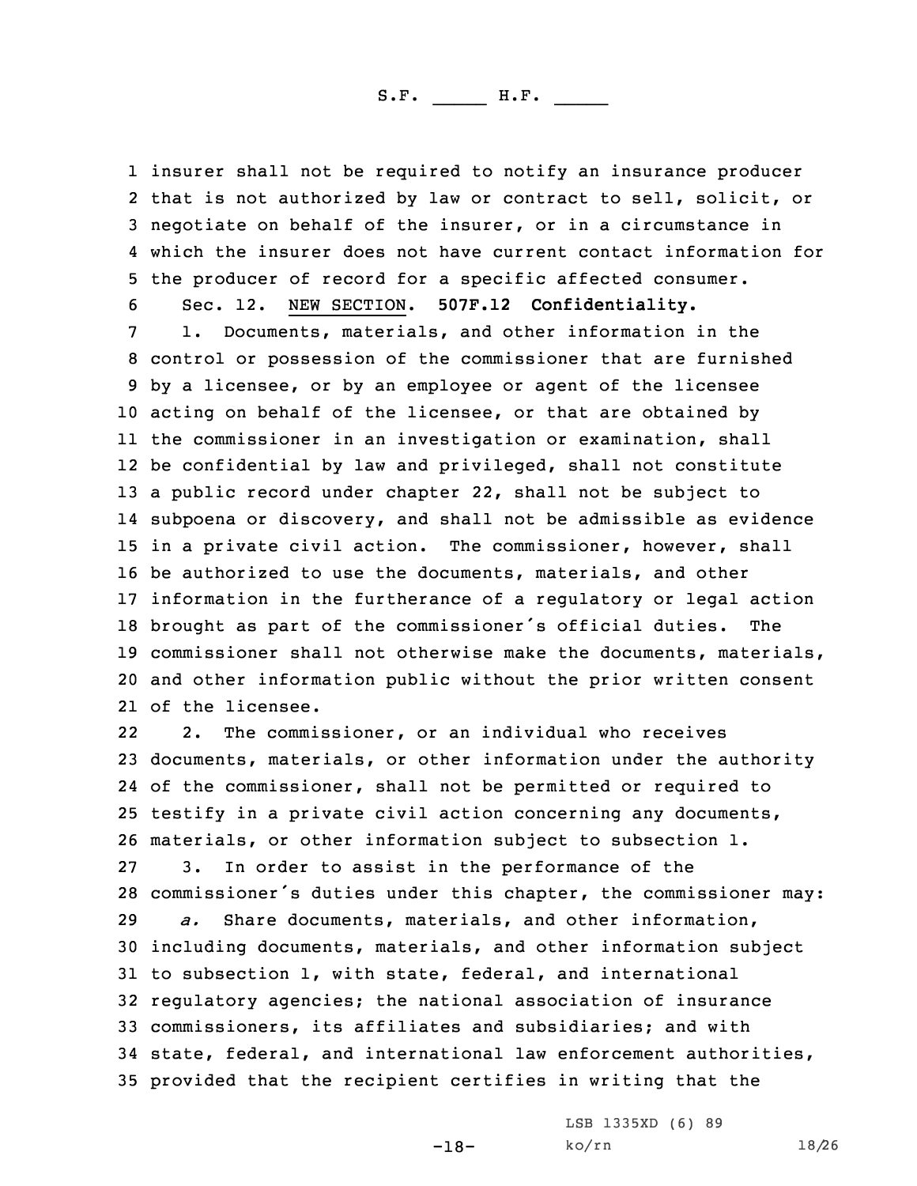insurer shall not be required to notify an insurance producer that is not authorized by law or contract to sell, solicit, or negotiate on behalf of the insurer, or in a circumstance in which the insurer does not have current contact information for the producer of record for a specific affected consumer.

Sec. 12. NEW SECTION. **507F.12 Confidentiality.**

1. Documents, materials, and other information in the control or possession of the commissioner that are furnished by a licensee, or by an employee or agent of the licensee acting on behalf of the licensee, or that are obtained by the commissioner in an investigation or examination, shall be confidential by law and privileged, shall not constitute a public record under chapter 22, shall not be subject to subpoena or discovery, and shall not be admissible as evidence in a private civil action. The commissioner, however, shall be authorized to use the documents, materials, and other information in the furtherance of a regulatory or legal action brought as part of the commissioner's official duties. The commissioner shall not otherwise make the documents, materials, and other information public without the prior written consent of the licensee.

2. The commissioner, or an individual who receives documents, materials, or other information under the authority of the commissioner, shall not be permitted or required to testify in a private civil action concerning any documents, materials, or other information subject to subsection 1.

3. In order to assist in the performance of the commissioner's duties under this chapter, the commissioner may:

*a.* Share documents, materials, and other information, including documents, materials, and other information subject to subsection 1, with state, federal, and international regulatory agencies; the national association of insurance commissioners, its affiliates and subsidiaries; and with state, federal, and international law enforcement authorities, provided that the recipient certifies in writing that the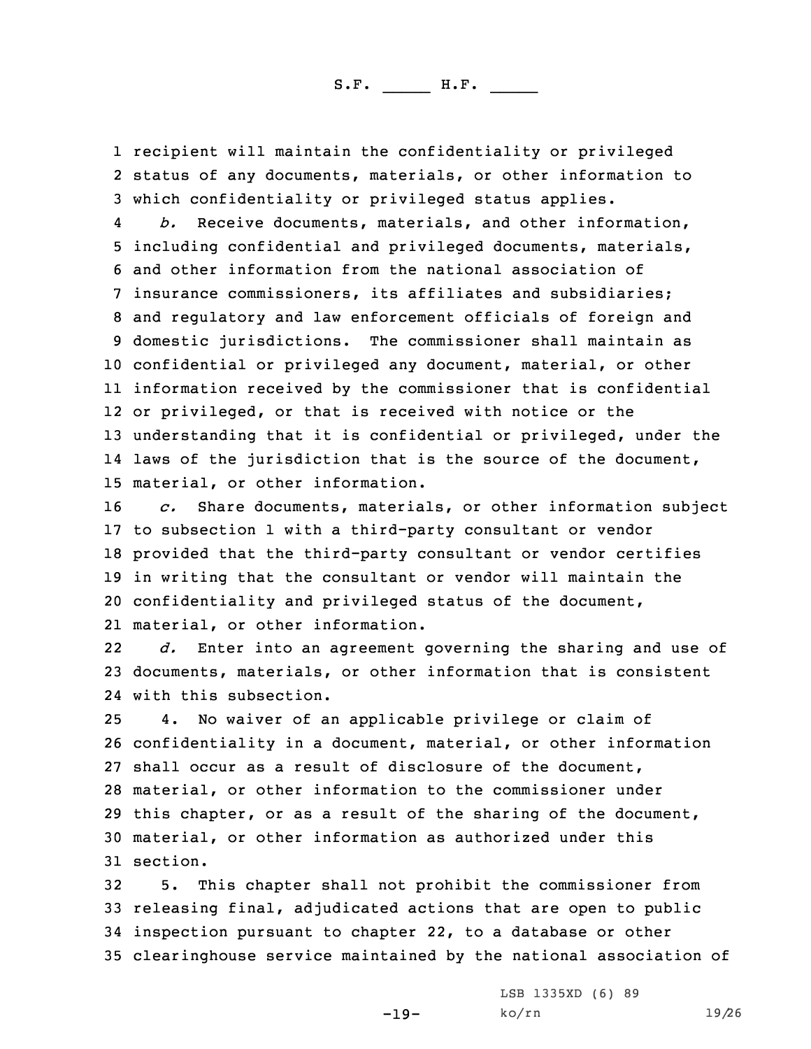recipient will maintain the confidentiality or privileged status of any documents, materials, or other information to which confidentiality or privileged status applies.

*b.* Receive documents, materials, and other information, including confidential and privileged documents, materials, and other information from the national association of insurance commissioners, its affiliates and subsidiaries; and regulatory and law enforcement officials of foreign and domestic jurisdictions. The commissioner shall maintain as confidential or privileged any document, material, or other information received by the commissioner that is confidential or privileged, or that is received with notice or the understanding that it is confidential or privileged, under the laws of the jurisdiction that is the source of the document, material, or other information.

*c.* Share documents, materials, or other information subject to subsection 1 with a third-party consultant or vendor provided that the third-party consultant or vendor certifies in writing that the consultant or vendor will maintain the confidentiality and privileged status of the document, material, or other information.

*d.* Enter into an agreement governing the sharing and use of documents, materials, or other information that is consistent with this subsection.

4. No waiver of an applicable privilege or claim of confidentiality in a document, material, or other information shall occur as a result of disclosure of the document, material, or other information to the commissioner under this chapter, or as a result of the sharing of the document, material, or other information as authorized under this section.

5. This chapter shall not prohibit the commissioner from releasing final, adjudicated actions that are open to public inspection pursuant to chapter 22, to a database or other clearinghouse service maintained by the national association of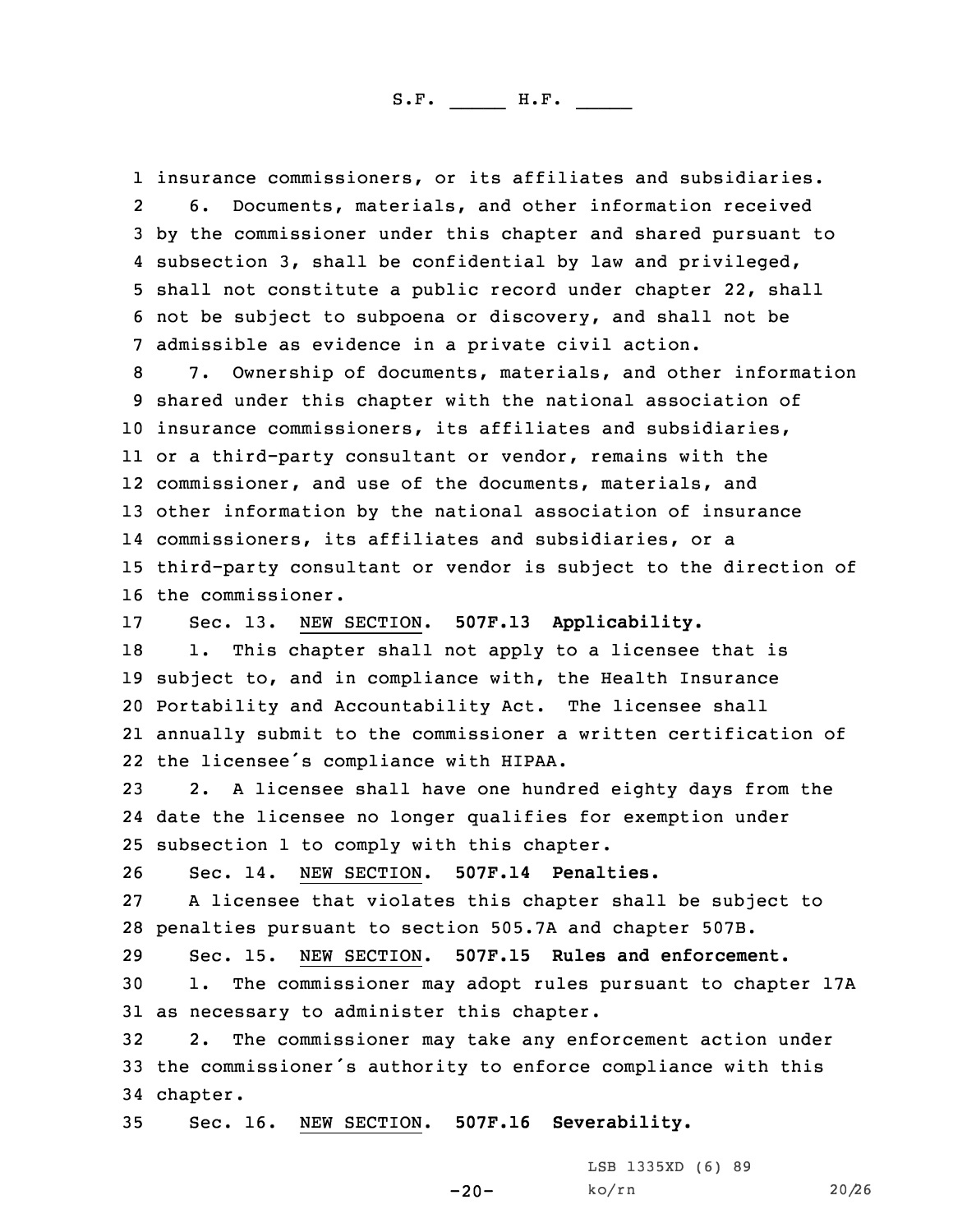insurance commissioners, or its affiliates and subsidiaries.

6. Documents, materials, and other information received by the commissioner under this chapter and shared pursuant to subsection 3, shall be confidential by law and privileged, shall not constitute a public record under chapter 22, shall not be subject to subpoena or discovery, and shall not be admissible as evidence in a private civil action.

7. Ownership of documents, materials, and other information shared under this chapter with the national association of insurance commissioners, its affiliates and subsidiaries, or a third-party consultant or vendor, remains with the commissioner, and use of the documents, materials, and other information by the national association of insurance commissioners, its affiliates and subsidiaries, or a third-party consultant or vendor is subject to the direction of the commissioner.

Sec. 13. NEW SECTION. **507F.13 Applicability.**

1. This chapter shall not apply to a licensee that is subject to, and in compliance with, the Health Insurance Portability and Accountability Act. The licensee shall annually submit to the commissioner a written certification of the licensee's compliance with HIPAA.

2. A licensee shall have one hundred eighty days from the date the licensee no longer qualifies for exemption under subsection 1 to comply with this chapter.

Sec. 14. NEW SECTION. **507F.14 Penalties.**

A licensee that violates this chapter shall be subject to penalties pursuant to section 505.7A and chapter 507B.

Sec. 15. NEW SECTION. **507F.15 Rules and enforcement.**

1. The commissioner may adopt rules pursuant to chapter 17A as necessary to administer this chapter.

2. The commissioner may take any enforcement action under the commissioner's authority to enforce compliance with this chapter.

Sec. 16. NEW SECTION. **507F.16 Severability.**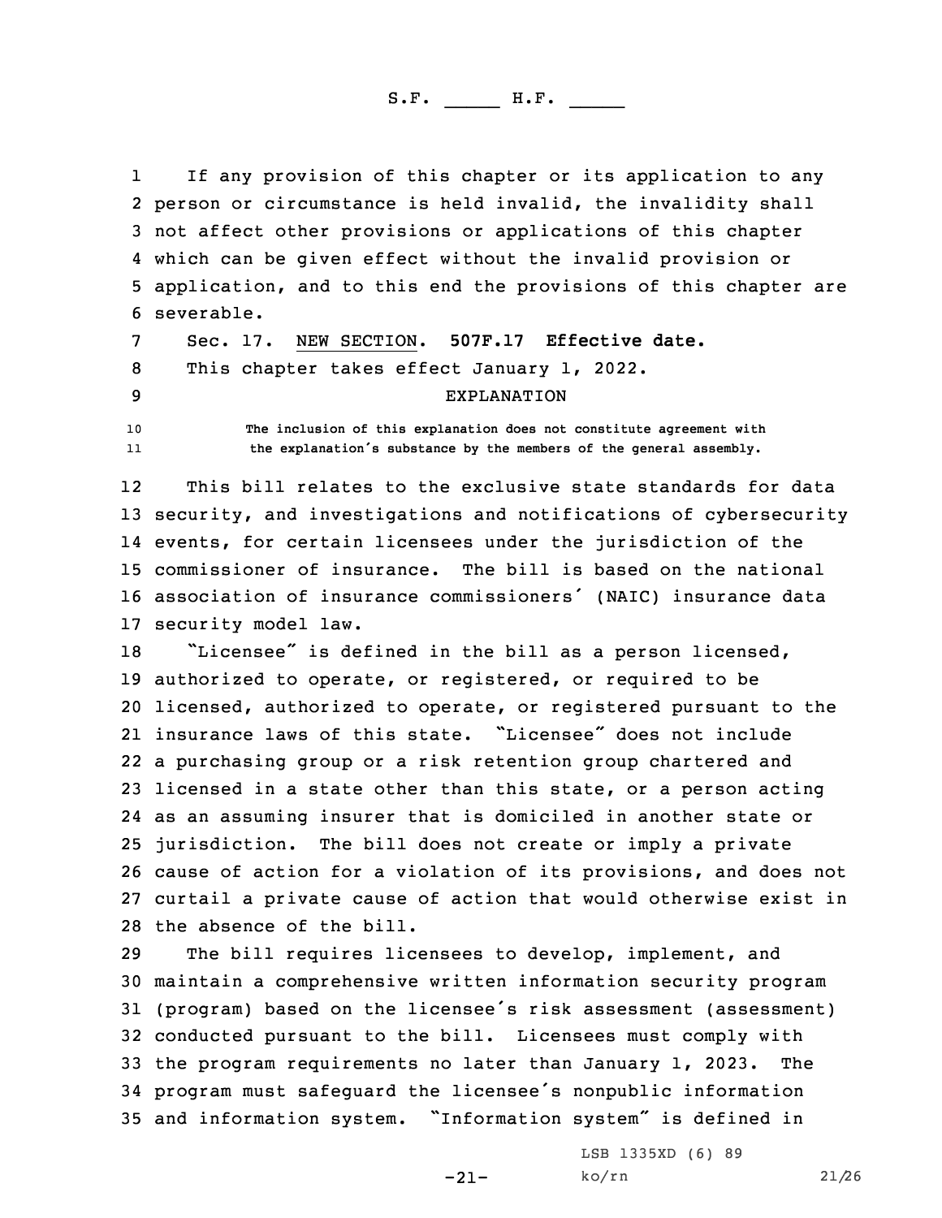If any provision of this chapter or its application to any person or circumstance is held invalid, the invalidity shall not affect other provisions or applications of this chapter which can be given effect without the invalid provision or application, and to this end the provisions of this chapter are severable.

Sec. 17. NEW SECTION. **507F.17 Effective date.**

This chapter takes effect January 1, 2022.

EXPLANATION

The inclusion of this explanation does not constitute agreement with the explanation's substance by the members of the general assembly.

This bill relates to the exclusive state standards for data security, and investigations and notifications of cybersecurity events, for certain licensees under the jurisdiction of the commissioner of insurance. The bill is based on the national association of insurance commissioners' (NAIC) insurance data security model law.

"Licensee" is defined in the bill as a person licensed, authorized to operate, or registered, or required to be licensed, authorized to operate, or registered pursuant to the insurance laws of this state. "Licensee" does not include a purchasing group or a risk retention group chartered and licensed in a state other than this state, or a person acting as an assuming insurer that is domiciled in another state or jurisdiction. The bill does not create or imply a private cause of action for a violation of its provisions, and does not curtail a private cause of action that would otherwise exist in the absence of the bill.

The bill requires licensees to develop, implement, and maintain a comprehensive written information security program (program) based on the licensee's risk assessment (assessment) conducted pursuant to the bill. Licensees must comply with the program requirements no later than January 1, 2023. The program must safeguard the licensee's nonpublic information and information system. "Information system" is defined in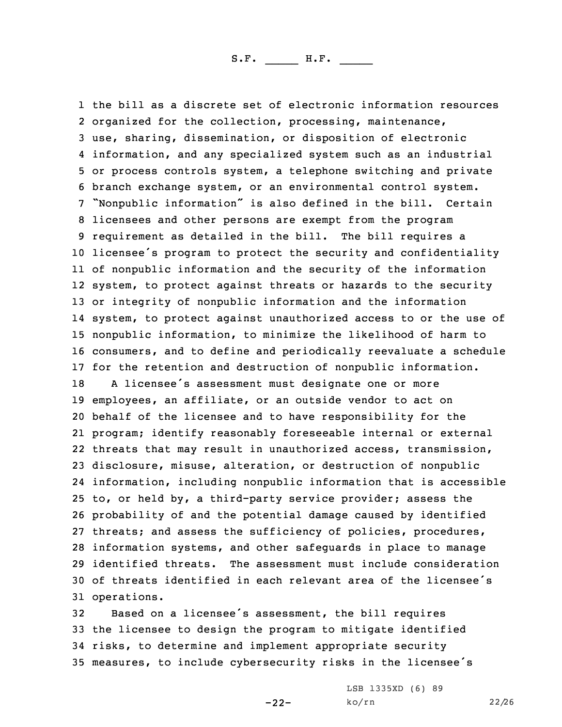the bill as a discrete set of electronic information resources organized for the collection, processing, maintenance, use, sharing, dissemination, or disposition of electronic information, and any specialized system such as an industrial or process controls system, a telephone switching and private branch exchange system, or an environmental control system. "Nonpublic information" is also defined in the bill. Certain licensees and other persons are exempt from the program requirement as detailed in the bill. The bill requires a licensee's program to protect the security and confidentiality of nonpublic information and the security of the information system, to protect against threats or hazards to the security or integrity of nonpublic information and the information system, to protect against unauthorized access to or the use of nonpublic information, to minimize the likelihood of harm to consumers, and to define and periodically reevaluate a schedule for the retention and destruction of nonpublic information.

A licensee's assessment must designate one or more employees, an affiliate, or an outside vendor to act on behalf of the licensee and to have responsibility for the program; identify reasonably foreseeable internal or external threats that may result in unauthorized access, transmission, disclosure, misuse, alteration, or destruction of nonpublic information, including nonpublic information that is accessible to, or held by, a third-party service provider; assess the probability of and the potential damage caused by identified threats; and assess the sufficiency of policies, procedures, information systems, and other safeguards in place to manage identified threats. The assessment must include consideration of threats identified in each relevant area of the licensee's operations.

Based on a licensee's assessment, the bill requires the licensee to design the program to mitigate identified risks, to determine and implement appropriate security measures, to include cybersecurity risks in the licensee's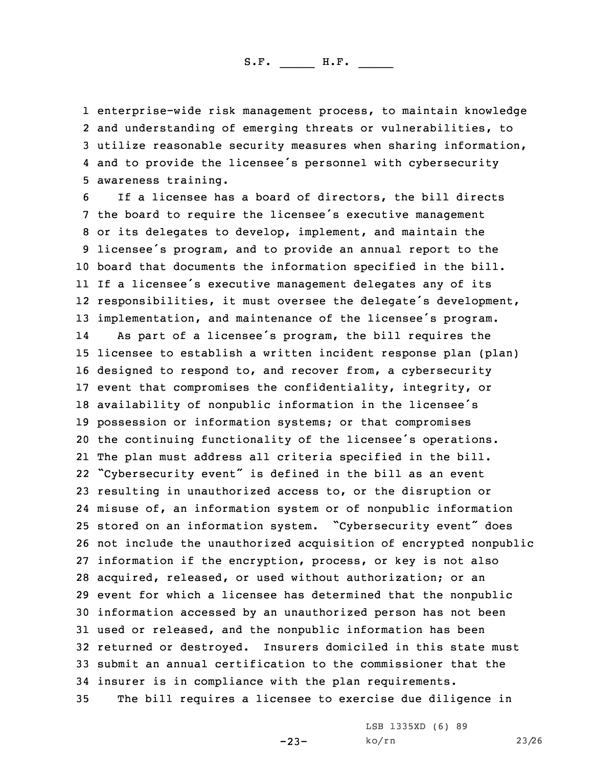enterprise-wide risk management process, to maintain knowledge and understanding of emerging threats or vulnerabilities, to utilize reasonable security measures when sharing information, and to provide the licensee's personnel with cybersecurity awareness training.

If a licensee has a board of directors, the bill directs the board to require the licensee's executive management or its delegates to develop, implement, and maintain the licensee's program, and to provide an annual report to the board that documents the information specified in the bill. If a licensee's executive management delegates any of its responsibilities, it must oversee the delegate's development, implementation, and maintenance of the licensee's program.

As part of a licensee's program, the bill requires the licensee to establish a written incident response plan (plan) designed to respond to, and recover from, a cybersecurity event that compromises the confidentiality, integrity, or availability of nonpublic information in the licensee's possession or information systems; or that compromises the continuing functionality of the licensee's operations. The plan must address all criteria specified in the bill. "Cybersecurity event" is defined in the bill as an event resulting in unauthorized access to, or the disruption or misuse of, an information system or of nonpublic information stored on an information system. "Cybersecurity event" does not include the unauthorized acquisition of encrypted nonpublic information if the encryption, process, or key is not also acquired, released, or used without authorization; or an event for which a licensee has determined that the nonpublic information accessed by an unauthorized person has not been used or released, and the nonpublic information has been returned or destroyed. Insurers domiciled in this state must submit an annual certification to the commissioner that the insurer is in compliance with the plan requirements.

The bill requires a licensee to exercise due diligence in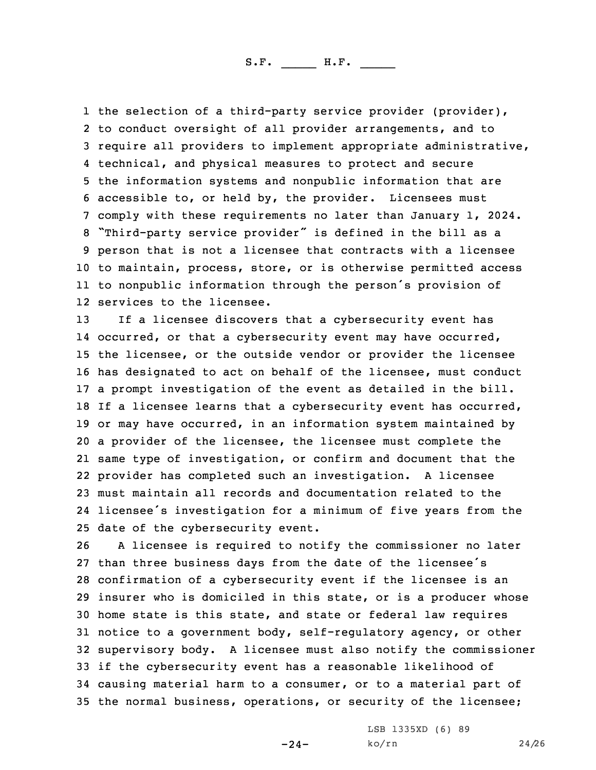the selection of a third-party service provider (provider), to conduct oversight of all provider arrangements, and to require all providers to implement appropriate administrative, technical, and physical measures to protect and secure the information systems and nonpublic information that are accessible to, or held by, the provider. Licensees must comply with these requirements no later than January 1, 2024. "Third-party service provider" is defined in the bill as a person that is not a licensee that contracts with a licensee to maintain, process, store, or is otherwise permitted access to nonpublic information through the person's provision of services to the licensee.

If a licensee discovers that a cybersecurity event has occurred, or that a cybersecurity event may have occurred, the licensee, or the outside vendor or provider the licensee has designated to act on behalf of the licensee, must conduct a prompt investigation of the event as detailed in the bill. If a licensee learns that a cybersecurity event has occurred, or may have occurred, in an information system maintained by a provider of the licensee, the licensee must complete the same type of investigation, or confirm and document that the provider has completed such an investigation. A licensee must maintain all records and documentation related to the licensee's investigation for a minimum of five years from the date of the cybersecurity event.

A licensee is required to notify the commissioner no later than three business days from the date of the licensee's confirmation of a cybersecurity event if the licensee is an insurer who is domiciled in this state, or is a producer whose home state is this state, and state or federal law requires notice to a government body, self-regulatory agency, or other supervisory body. A licensee must also notify the commissioner if the cybersecurity event has a reasonable likelihood of causing material harm to a consumer, or to a material part of the normal business, operations, or security of the licensee;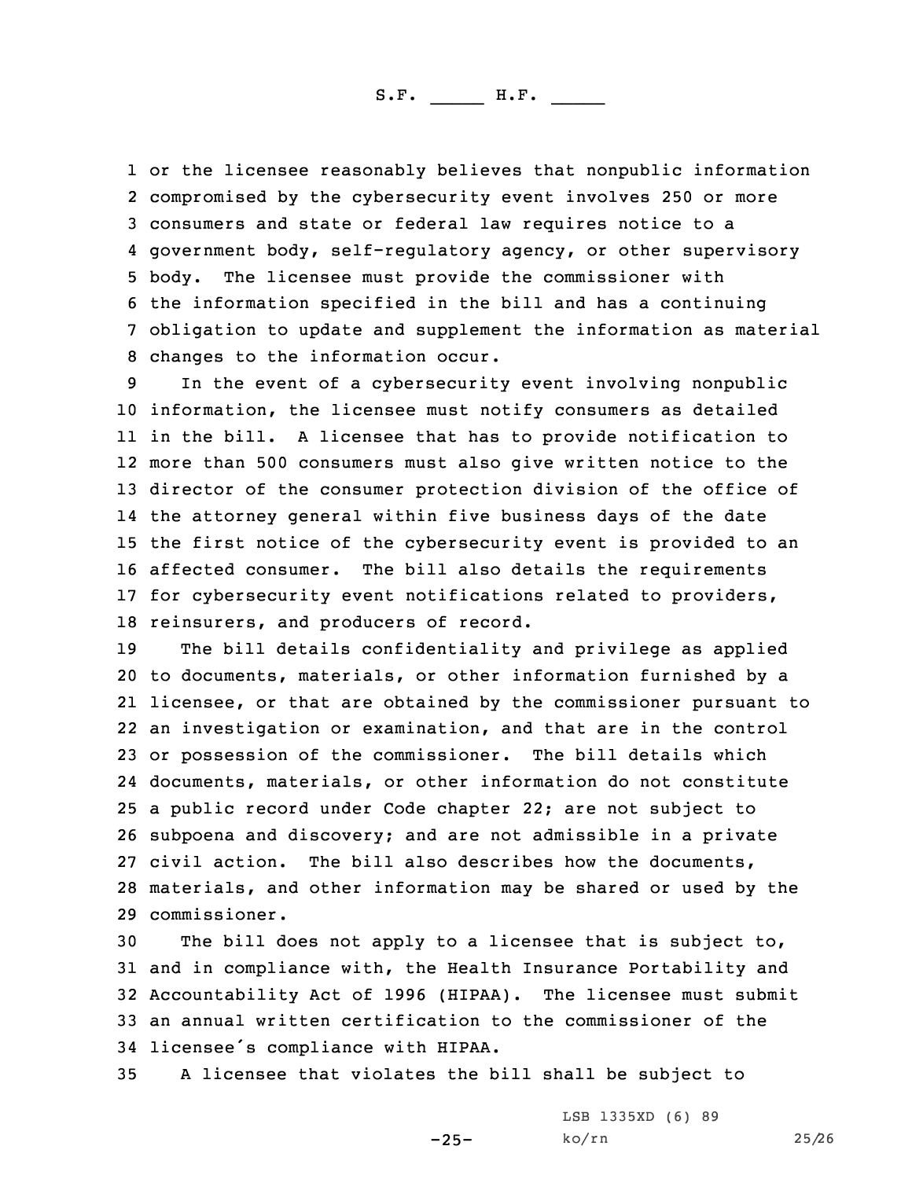or the licensee reasonably believes that nonpublic information compromised by the cybersecurity event involves 250 or more consumers and state or federal law requires notice to a government body, self-regulatory agency, or other supervisory body. The licensee must provide the commissioner with the information specified in the bill and has a continuing obligation to update and supplement the information as material changes to the information occur.

In the event of a cybersecurity event involving nonpublic information, the licensee must notify consumers as detailed in the bill. A licensee that has to provide notification to more than 500 consumers must also give written notice to the director of the consumer protection division of the office of the attorney general within five business days of the date the first notice of the cybersecurity event is provided to an affected consumer. The bill also details the requirements for cybersecurity event notifications related to providers, reinsurers, and producers of record.

The bill details confidentiality and privilege as applied to documents, materials, or other information furnished by a licensee, or that are obtained by the commissioner pursuant to an investigation or examination, and that are in the control or possession of the commissioner. The bill details which documents, materials, or other information do not constitute a public record under Code chapter 22; are not subject to subpoena and discovery; and are not admissible in a private civil action. The bill also describes how the documents, materials, and other information may be shared or used by the commissioner.

The bill does not apply to a licensee that is subject to, and in compliance with, the Health Insurance Portability and Accountability Act of 1996 (HIPAA). The licensee must submit an annual written certification to the commissioner of the licensee's compliance with HIPAA.

A licensee that violates the bill shall be subject to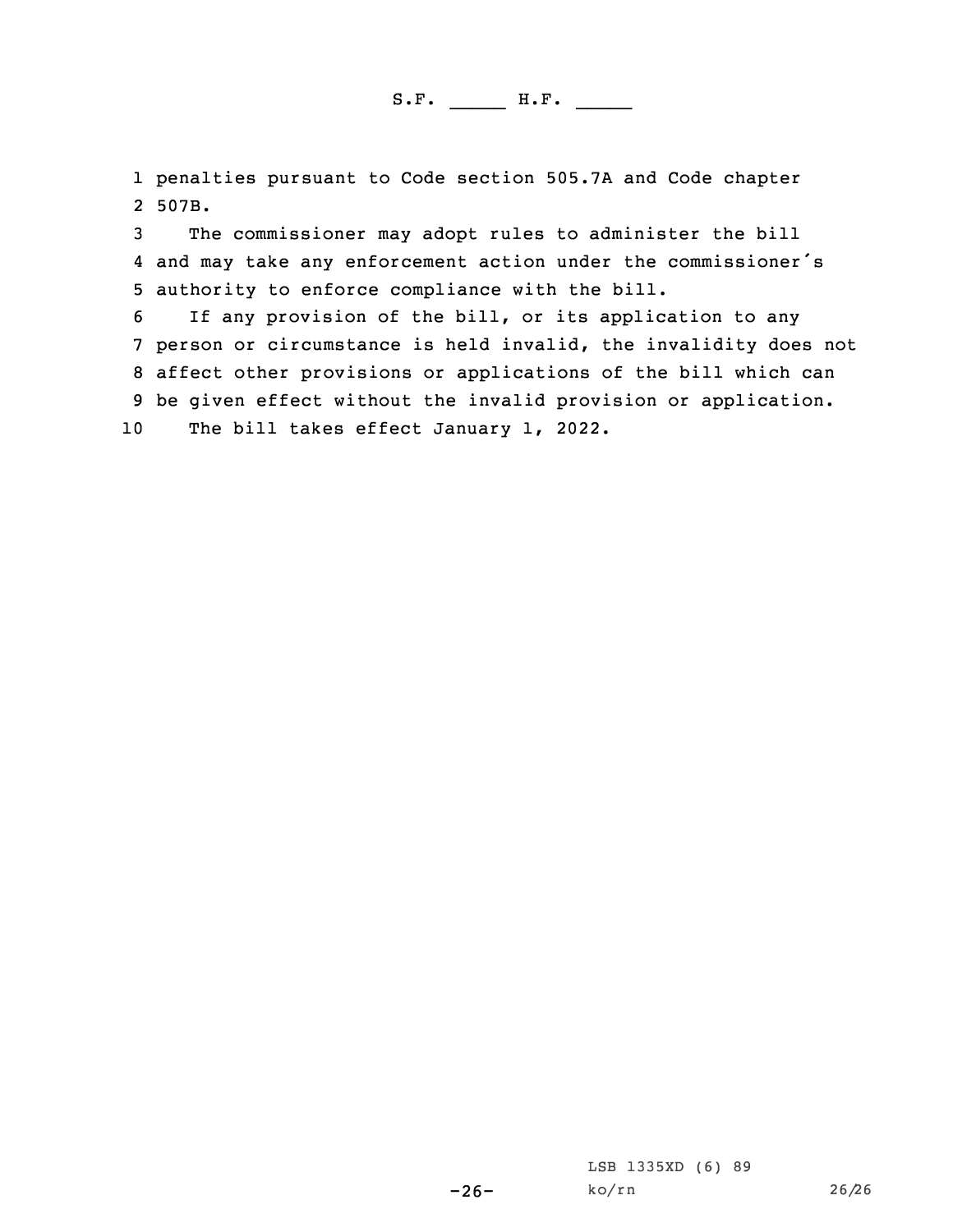penalties pursuant to Code section 505.7A and Code chapter 507B.

The commissioner may adopt rules to administer the bill and may take any enforcement action under the commissioner's authority to enforce compliance with the bill.

If any provision of the bill, or its application to any person or circumstance is held invalid, the invalidity does not affect other provisions or applications of the bill which can be given effect without the invalid provision or application.

The bill takes effect January 1, 2022.